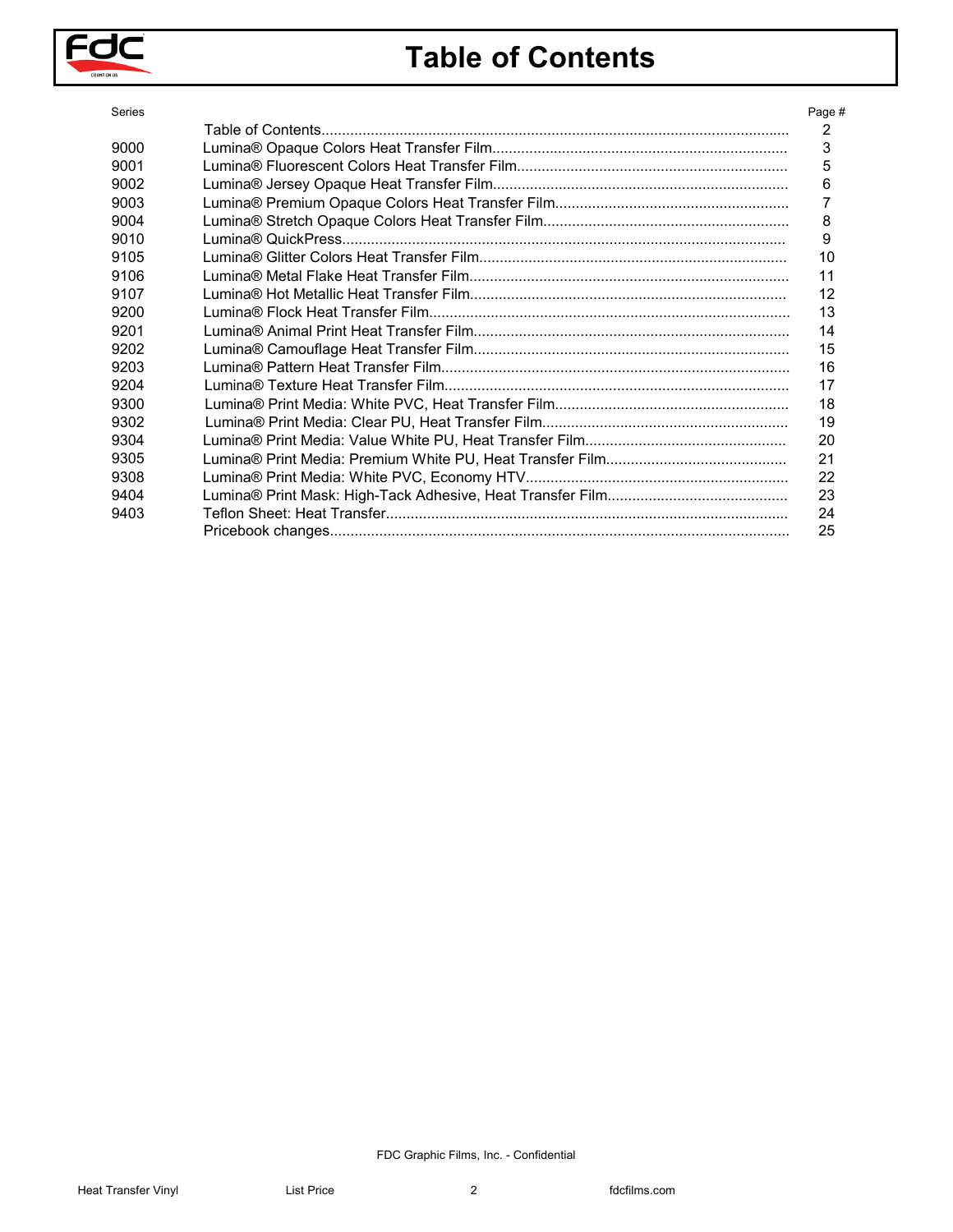# Table of Contents

| Series | | Page # |
|---|---|---|
| | Table of Contents | 2 |
| 9000 | Lumina® Opaque Colors Heat Transfer Film | 3 |
| 9001 | Lumina® Fluorescent Colors Heat Transfer Film | 5 |
| 9002 | Lumina® Jersey Opaque Heat Transfer Film | 6 |
| 9003 | Lumina® Premium Opaque Colors Heat Transfer Film | 7 |
| 9004 | Lumina® Stretch Opaque Colors Heat Transfer Film | 8 |
| 9010 | Lumina® QuickPress | 9 |
| 9105 | Lumina® Glitter Colors Heat Transfer Film | 10 |
| 9106 | Lumina® Metal Flake Heat Transfer Film | 11 |
| 9107 | Lumina® Hot Metallic Heat Transfer Film | 12 |
| 9200 | Lumina® Flock Heat Transfer Film | 13 |
| 9201 | Lumina® Animal Print Heat Transfer Film | 14 |
| 9202 | Lumina® Camouflage Heat Transfer Film | 15 |
| 9203 | Lumina® Pattern Heat Transfer Film | 16 |
| 9204 | Lumina® Texture Heat Transfer Film | 17 |
| 9300 | Lumina® Print Media: White PVC, Heat Transfer Film | 18 |
| 9302 | Lumina® Print Media: Clear PU, Heat Transfer Film | 19 |
| 9304 | Lumina® Print Media: Value White PU, Heat Transfer Film | 20 |
| 9305 | Lumina® Print Media: Premium White PU, Heat Transfer Film | 21 |
| 9308 | Lumina® Print Media: White PVC, Economy HTV | 22 |
| 9404 | Lumina® Print Mask: High-Tack Adhesive, Heat Transfer Film | 23 |
| 9403 | Teflon Sheet: Heat Transfer | 24 |
| | Pricebook changes | 25 |

FDC Graphic Films, Inc. - Confidential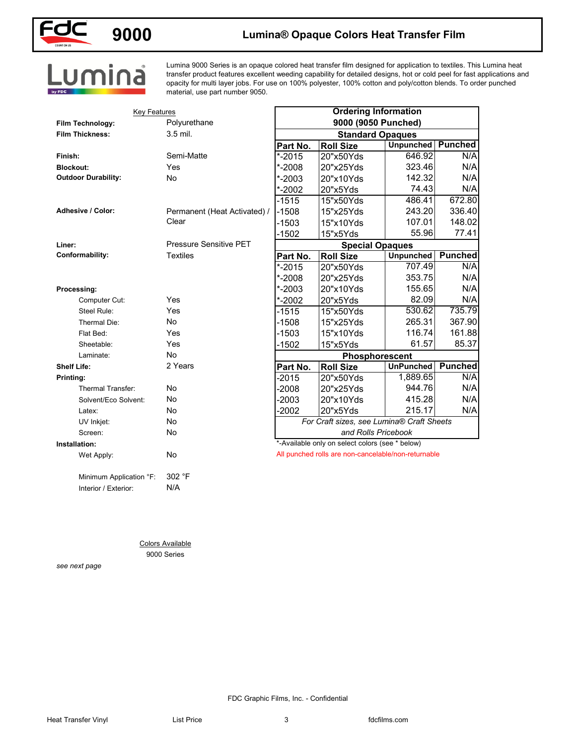# 9000 Lumina® Opaque Colors Heat Transfer Film

Lumina 9000 Series is an opaque colored heat transfer film designed for application to textiles. This Lumina heat transfer product features excellent weeding capability for detailed designs, hot or cold peel for fast applications and opacity for multi layer jobs. For use on 100% polyester, 100% cotton and poly/cotton blends. To order punched material, use part number 9050.

## Key Features

| | |
|---|---|
| **Film Technology:** | Polyurethane |
| **Film Thickness:** | 3.5 mil. |
| **Finish:** | Semi-Matte |
| **Blockout:** | Yes |
| **Outdoor Durability:** | No |
| **Adhesive / Color:** | Permanent (Heat Activated) / Clear |
| **Liner:** | Pressure Sensitive PET |
| **Conformability:** | Textiles |
| **Processing:** | |
| Computer Cut: | Yes |
| Steel Rule: | Yes |
| Thermal Die: | No |
| Flat Bed: | Yes |
| Sheetable: | Yes |
| Laminate: | No |
| **Shelf Life:** | 2 Years |
| **Printing:** | |
| Thermal Transfer: | No |
| Solvent/Eco Solvent: | No |
| Latex: | No |
| UV Inkjet: | No |
| Screen: | No |
| **Installation:** | |
| Wet Apply: | No |
| Minimum Application °F: | 302 °F |
| Interior / Exterior: | N/A |

## Ordering Information
### 9000 (9050 Punched)

| Standard Opaques | | | |
|---|---|---|---|
| **Part No.** | **Roll Size** | **Unpunched** | **Punched** |
| *-2015 | 20"x50Yds | 646.92 | N/A |
| *-2008 | 20"x25Yds | 323.46 | N/A |
| *-2003 | 20"x10Yds | 142.32 | N/A |
| *-2002 | 20"x5Yds | 74.43 | N/A |
| -1515 | 15"x50Yds | 486.41 | 672.80 |
| -1508 | 15"x25Yds | 243.20 | 336.40 |
| -1503 | 15"x10Yds | 107.01 | 148.02 |
| -1502 | 15"x5Yds | 55.96 | 77.41 |
| **Special Opaques** | | | |
| **Part No.** | **Roll Size** | **Unpunched** | **Punched** |
| *-2015 | 20"x50Yds | 707.49 | N/A |
| *-2008 | 20"x25Yds | 353.75 | N/A |
| *-2003 | 20"x10Yds | 155.65 | N/A |
| *-2002 | 20"x5Yds | 82.09 | N/A |
| -1515 | 15"x50Yds | 530.62 | 735.79 |
| -1508 | 15"x25Yds | 265.31 | 367.90 |
| -1503 | 15"x10Yds | 116.74 | 161.88 |
| -1502 | 15"x5Yds | 61.57 | 85.37 |
| **Phosphorescent** | | | |
| **Part No.** | **Roll Size** | **UnPunched** | **Punched** |
| -2015 | 20"x50Yds | 1,889.65 | N/A |
| -2008 | 20"x25Yds | 944.76 | N/A |
| -2003 | 20"x10Yds | 415.28 | N/A |
| -2002 | 20"x5Yds | 215.17 | N/A |

*For Craft sizes, see Lumina® Craft Sheets and Rolls Pricebook*

*-Available only on select colors (see * below)

All punched rolls are non-cancelable/non-returnable

Colors Available

9000 Series

*see next page*

FDC Graphic Films, Inc. - Confidential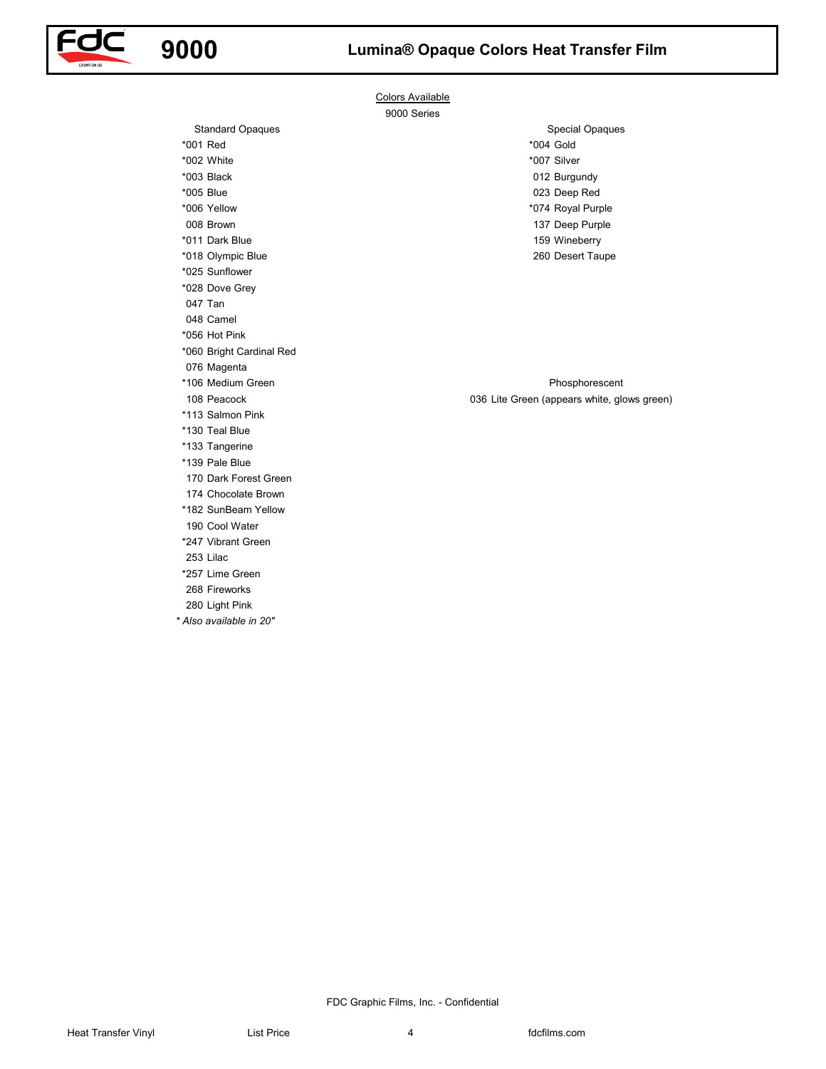# 9000 Lumina® Opaque Colors Heat Transfer Film

Colors Available

9000 Series

**Standard Opaques**

- *001 Red
- *002 White
- *003 Black
- *005 Blue
- *006 Yellow
- 008 Brown
- *011 Dark Blue
- *018 Olympic Blue
- *025 Sunflower
- *028 Dove Grey
- 047 Tan
- 048 Camel
- *056 Hot Pink
- *060 Bright Cardinal Red
- 076 Magenta
- *106 Medium Green
- 108 Peacock
- *113 Salmon Pink
- *130 Teal Blue
- *133 Tangerine
- *139 Pale Blue
- 170 Dark Forest Green
- 174 Chocolate Brown
- *182 SunBeam Yellow
- 190 Cool Water
- *247 Vibrant Green
- 253 Lilac
- *257 Lime Green
- 268 Fireworks
- 280 Light Pink

*\* Also available in 20"*

**Special Opaques**

- *004 Gold
- *007 Silver
- 012 Burgundy
- 023 Deep Red
- *074 Royal Purple
- 137 Deep Purple
- 159 Wineberry
- 260 Desert Taupe

**Phosphorescent**

- 036 Lite Green (appears white, glows green)

FDC Graphic Films, Inc. - Confidential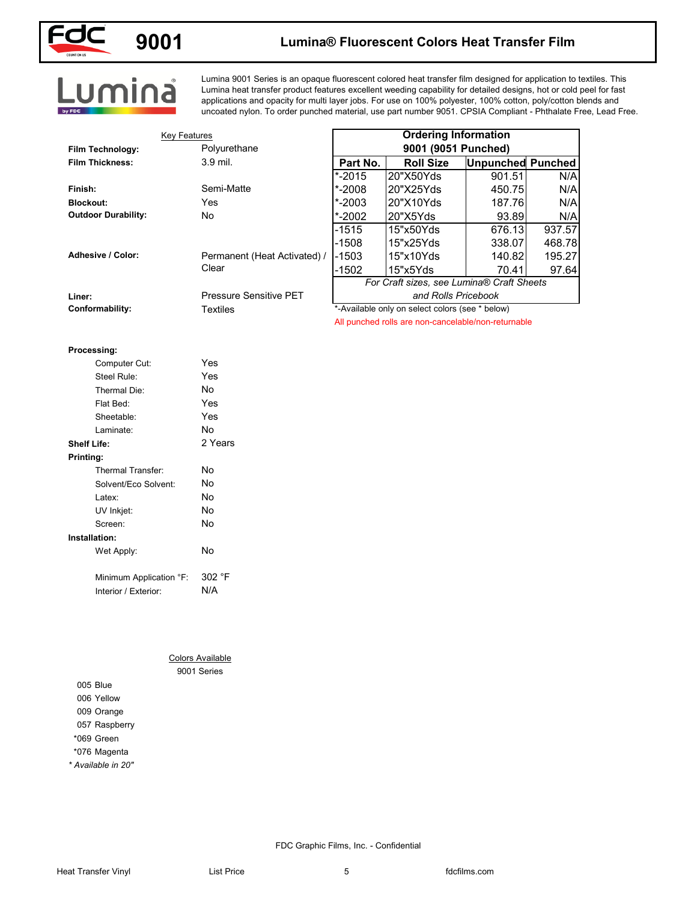# 9001 Lumina® Fluorescent Colors Heat Transfer Film

Lumina 9001 Series is an opaque fluorescent colored heat transfer film designed for application to textiles. This Lumina heat transfer product features excellent weeding capability for detailed designs, hot or cold peel for fast applications and opacity for multi layer jobs. For use on 100% polyester, 100% cotton, poly/cotton blends and uncoated nylon. To order punched material, use part number 9051. CPSIA Compliant - Phthalate Free, Lead Free.

## Key Features

| | |
|---|---|
| **Film Technology:** | Polyurethane |
| **Film Thickness:** | 3.9 mil. |
| **Finish:** | Semi-Matte |
| **Blockout:** | Yes |
| **Outdoor Durability:** | No |
| **Adhesive / Color:** | Permanent (Heat Activated) / Clear |
| **Liner:** | Pressure Sensitive PET |
| **Conformability:** | Textiles |

## Ordering Information

**9001 (9051 Punched)**

| Part No. | Roll Size | Unpunched | Punched |
|---|---|---|---|
| *-2015 | 20"X50Yds | 901.51 | N/A |
| *-2008 | 20"X25Yds | 450.75 | N/A |
| *-2003 | 20"X10Yds | 187.76 | N/A |
| *-2002 | 20"X5Yds | 93.89 | N/A |
| -1515 | 15"x50Yds | 676.13 | 937.57 |
| -1508 | 15"x25Yds | 338.07 | 468.78 |
| -1503 | 15"x10Yds | 140.82 | 195.27 |
| -1502 | 15"x5Yds | 70.41 | 97.64 |

*For Craft sizes, see Lumina® Craft Sheets and Rolls Pricebook*

*-Available only on select colors (see * below)

All punched rolls are non-cancelable/non-returnable

**Processing:**

| | |
|---|---|
| Computer Cut: | Yes |
| Steel Rule: | Yes |
| Thermal Die: | No |
| Flat Bed: | Yes |
| Sheetable: | Yes |
| Laminate: | No |

**Shelf Life:** 2 Years

**Printing:**

| | |
|---|---|
| Thermal Transfer: | No |
| Solvent/Eco Solvent: | No |
| Latex: | No |
| UV Inkjet: | No |
| Screen: | No |

**Installation:**

| | |
|---|---|
| Wet Apply: | No |
| Minimum Application °F: | 302 °F |
| Interior / Exterior: | N/A |

## Colors Available

9001 Series

- 005 Blue
- 006 Yellow
- 009 Orange
- 057 Raspberry
- *069 Green
- *076 Magenta

*\* Available in 20"*

FDC Graphic Films, Inc. - Confidential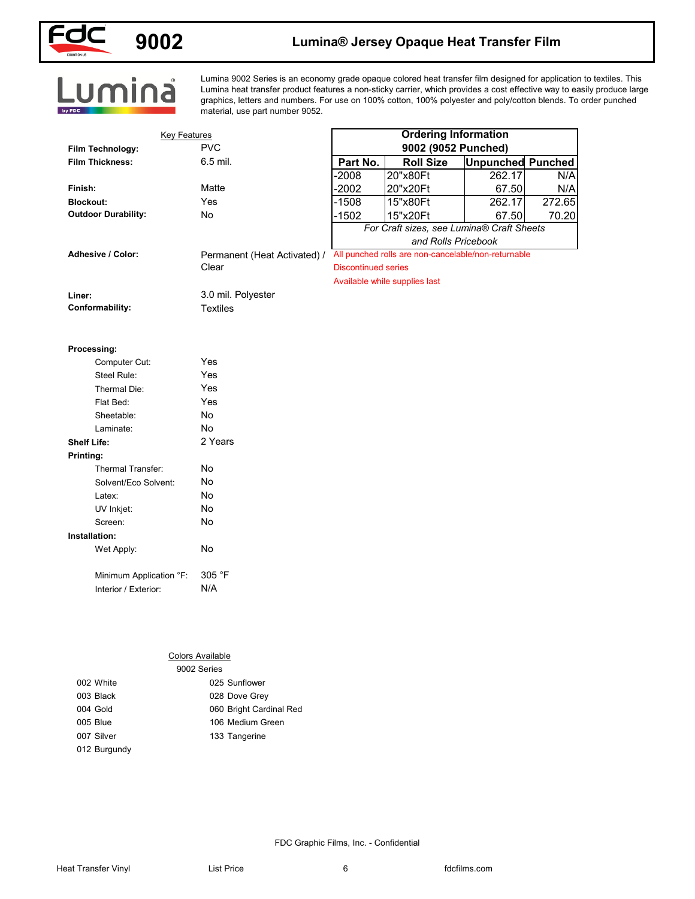# 9002 Lumina® Jersey Opaque Heat Transfer Film

Lumina 9002 Series is an economy grade opaque colored heat transfer film designed for application to textiles. This Lumina heat transfer product features a non-sticky carrier, which provides a cost effective way to easily produce large graphics, letters and numbers. For use on 100% cotton, 100% polyester and poly/cotton blends. To order punched material, use part number 9052.

## Key Features

**Film Technology:** PVC
**Film Thickness:** 6.5 mil.
**Finish:** Matte
**Blockout:** Yes
**Outdoor Durability:** No
**Adhesive / Color:** Permanent (Heat Activated) / Clear
**Liner:** 3.0 mil. Polyester
**Conformability:** Textiles

**Processing:**
- Computer Cut: Yes
- Steel Rule: Yes
- Thermal Die: Yes
- Flat Bed: Yes
- Sheetable: No
- Laminate: No

**Shelf Life:** 2 Years

**Printing:**
- Thermal Transfer: No
- Solvent/Eco Solvent: No
- Latex: No
- UV Inkjet: No
- Screen: No

**Installation:**
- Wet Apply: No
- Minimum Application °F: 305 °F
- Interior / Exterior: N/A

## Ordering Information
**9002 (9052 Punched)**

| Part No. | Roll Size | Unpunched | Punched |
|---|---|---|---|
| -2008 | 20"x80Ft | 262.17 | N/A |
| -2002 | 20"x20Ft | 67.50 | N/A |
| -1508 | 15"x80Ft | 262.17 | 272.65 |
| -1502 | 15"x20Ft | 67.50 | 70.20 |

*For Craft sizes, see Lumina® Craft Sheets and Rolls Pricebook*

All punched rolls are non-cancelable/non-returnable

Discontinued series

Available while supplies last

## Colors Available

9002 Series

- 002 White
- 003 Black
- 004 Gold
- 005 Blue
- 007 Silver
- 012 Burgundy
- 025 Sunflower
- 028 Dove Grey
- 060 Bright Cardinal Red
- 106 Medium Green
- 133 Tangerine

FDC Graphic Films, Inc. - Confidential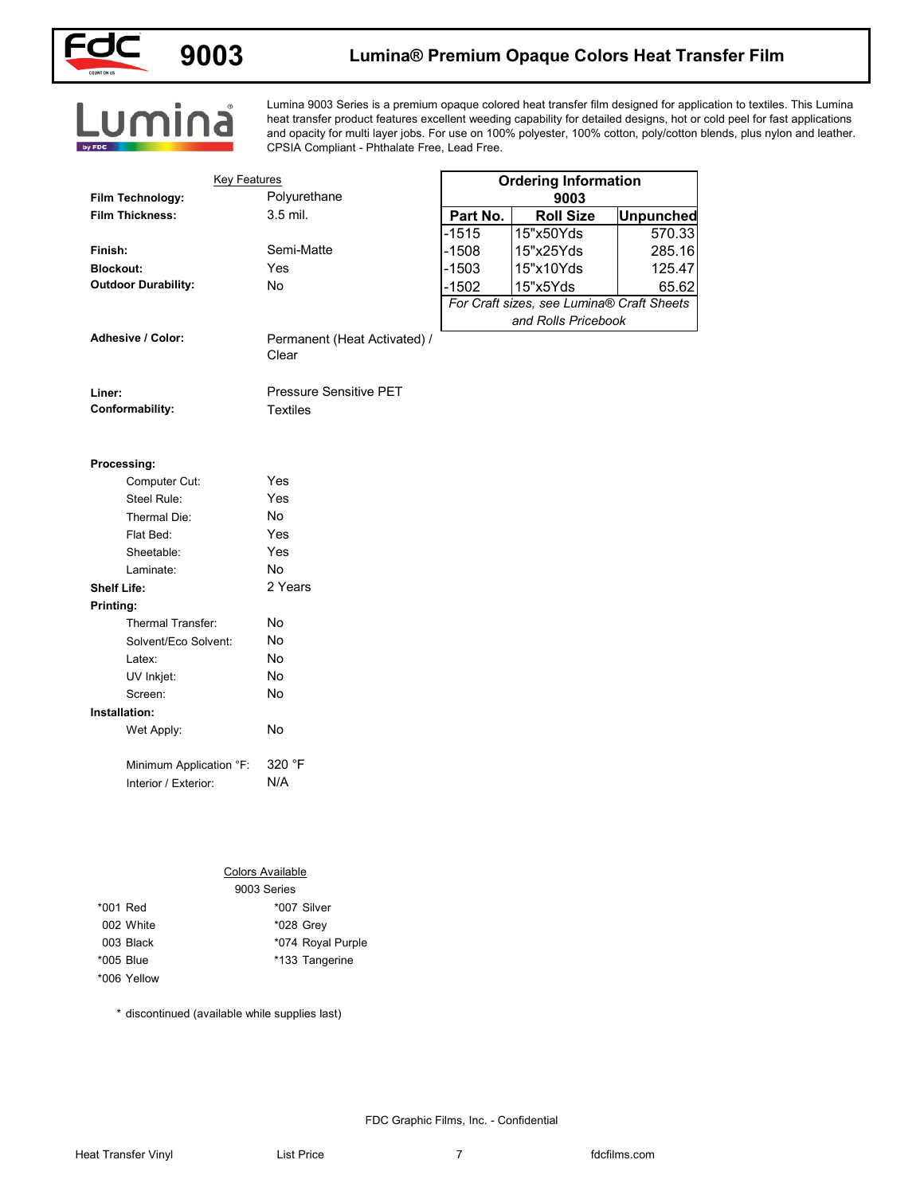# 9003 Lumina® Premium Opaque Colors Heat Transfer Film

Lumina 9003 Series is a premium opaque colored heat transfer film designed for application to textiles. This Lumina heat transfer product features excellent weeding capability for detailed designs, hot or cold peel for fast applications and opacity for multi layer jobs. For use on 100% polyester, 100% cotton, poly/cotton blends, plus nylon and leather. CPSIA Compliant - Phthalate Free, Lead Free.

## Key Features

**Film Technology:** Polyurethane
**Film Thickness:** 3.5 mil.

**Finish:** Semi-Matte
**Blockout:** Yes
**Outdoor Durability:** No

**Adhesive / Color:** Permanent (Heat Activated) / Clear

**Liner:** Pressure Sensitive PET
**Conformability:** Textiles

**Processing:**
- Computer Cut: Yes
- Steel Rule: Yes
- Thermal Die: No
- Flat Bed: Yes
- Sheetable: Yes
- Laminate: No

**Shelf Life:** 2 Years

**Printing:**
- Thermal Transfer: No
- Solvent/Eco Solvent: No
- Latex: No
- UV Inkjet: No
- Screen: No

**Installation:**
- Wet Apply: No
- Minimum Application °F: 320 °F
- Interior / Exterior: N/A

## Ordering Information 9003

| Part No. | Roll Size | Unpunched |
|---|---|---|
| -1515 | 15"x50Yds | 570.33 |
| -1508 | 15"x25Yds | 285.16 |
| -1503 | 15"x10Yds | 125.47 |
| -1502 | 15"x5Yds | 65.62 |

*For Craft sizes, see Lumina® Craft Sheets and Rolls Pricebook*

## Colors Available

9003 Series

| | |
|---|---|
| *001 Red | *007 Silver |
| 002 White | *028 Grey |
| 003 Black | *074 Royal Purple |
| *005 Blue | *133 Tangerine |
| *006 Yellow | |

\* discontinued (available while supplies last)

FDC Graphic Films, Inc. - Confidential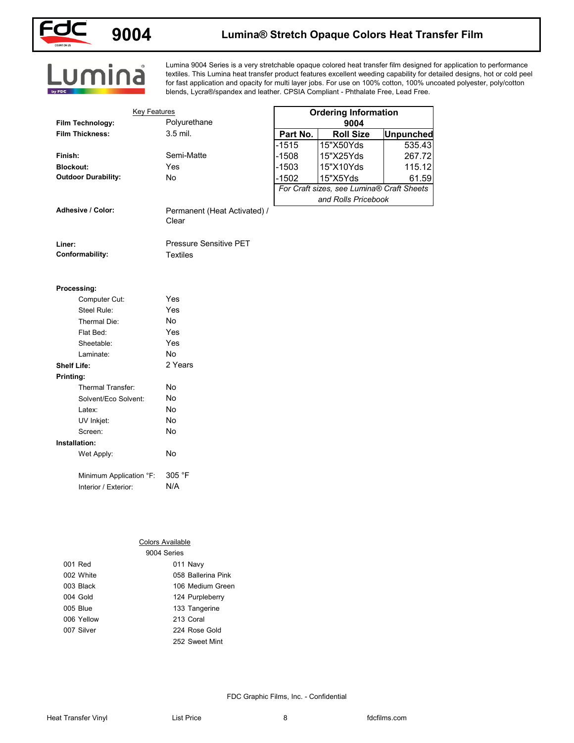# 9004 Lumina® Stretch Opaque Colors Heat Transfer Film

Lumina 9004 Series is a very stretchable opaque colored heat transfer film designed for application to performance textiles. This Lumina heat transfer product features excellent weeding capability for detailed designs, hot or cold peel for fast application and opacity for multi layer jobs. For use on 100% cotton, 100% uncoated polyester, poly/cotton blends, Lycra®/spandex and leather. CPSIA Compliant - Phthalate Free, Lead Free.

## Key Features

**Film Technology:** Polyurethane
**Film Thickness:** 3.5 mil.

**Finish:** Semi-Matte
**Blockout:** Yes
**Outdoor Durability:** No

**Adhesive / Color:** Permanent (Heat Activated) / Clear

**Liner:** Pressure Sensitive PET
**Conformability:** Textiles

**Processing:**
- Computer Cut: Yes
- Steel Rule: Yes
- Thermal Die: No
- Flat Bed: Yes
- Sheetable: Yes
- Laminate: No

**Shelf Life:** 2 Years

**Printing:**
- Thermal Transfer: No
- Solvent/Eco Solvent: No
- Latex: No
- UV Inkjet: No
- Screen: No

**Installation:**
- Wet Apply: No
- Minimum Application °F: 305 °F
- Interior / Exterior: N/A

## Ordering Information 9004

| Part No. | Roll Size | Unpunched |
|---|---|---|
| -1515 | 15"X50Yds | 535.43 |
| -1508 | 15"X25Yds | 267.72 |
| -1503 | 15"X10Yds | 115.12 |
| -1502 | 15"X5Yds | 61.59 |

*For Craft sizes, see Lumina® Craft Sheets and Rolls Pricebook*

## Colors Available

9004 Series

| | |
|---|---|
| 001 Red | 011 Navy |
| 002 White | 058 Ballerina Pink |
| 003 Black | 106 Medium Green |
| 004 Gold | 124 Purpleberry |
| 005 Blue | 133 Tangerine |
| 006 Yellow | 213 Coral |
| 007 Silver | 224 Rose Gold |
| | 252 Sweet Mint |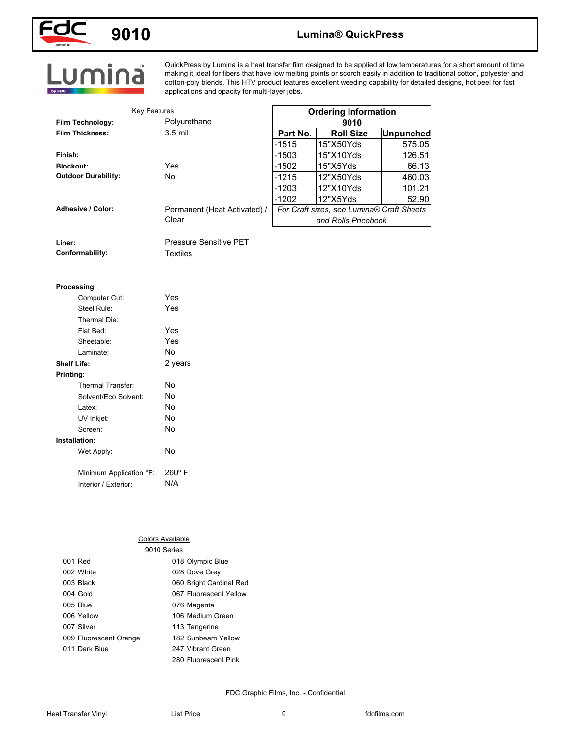# 9010 Lumina® QuickPress

QuickPress by Lumina is a heat transfer film designed to be applied at low temperatures for a short amount of time making it ideal for fibers that have low melting points or scorch easily in addition to traditional cotton, polyester and cotton-poly blends. This HTV product features excellent weeding capability for detailed designs, hot peel for fast applications and opacity for multi-layer jobs.

## Key Features

**Film Technology:** Polyurethane
**Film Thickness:** 3.5 mil
**Finish:**
**Blockout:** Yes
**Outdoor Durability:** No
**Adhesive / Color:** Permanent (Heat Activated) / Clear
**Liner:** Pressure Sensitive PET
**Conformability:** Textiles

**Processing:**
- Computer Cut: Yes
- Steel Rule: Yes
- Thermal Die:
- Flat Bed: Yes
- Sheetable: Yes
- Laminate: No

**Shelf Life:** 2 years

**Printing:**
- Thermal Transfer: No
- Solvent/Eco Solvent: No
- Latex: No
- UV Inkjet: No
- Screen: No

**Installation:**
- Wet Apply: No
- Minimum Application °F: 260° F
- Interior / Exterior: N/A

## Ordering Information 9010

| Part No. | Roll Size | Unpunched |
|---|---|---|
| -1515 | 15"X50Yds | 575.05 |
| -1503 | 15"X10Yds | 126.51 |
| -1502 | 15"X5Yds | 66.13 |
| -1215 | 12"X50Yds | 460.03 |
| -1203 | 12"X10Yds | 101.21 |
| -1202 | 12"X5Yds | 52.90 |

*For Craft sizes, see Lumina® Craft Sheets and Rolls Pricebook*

## Colors Available

9010 Series

| | |
|---|---|
| 001 Red | 018 Olympic Blue |
| 002 White | 028 Dove Grey |
| 003 Black | 060 Bright Cardinal Red |
| 004 Gold | 067 Fluorescent Yellow |
| 005 Blue | 076 Magenta |
| 006 Yellow | 106 Medium Green |
| 007 Silver | 113 Tangerine |
| 009 Fluorescent Orange | 182 Sunbeam Yellow |
| 011 Dark Blue | 247 Vibrant Green |
| | 280 Fluorescent Pink |

FDC Graphic Films, Inc. - Confidential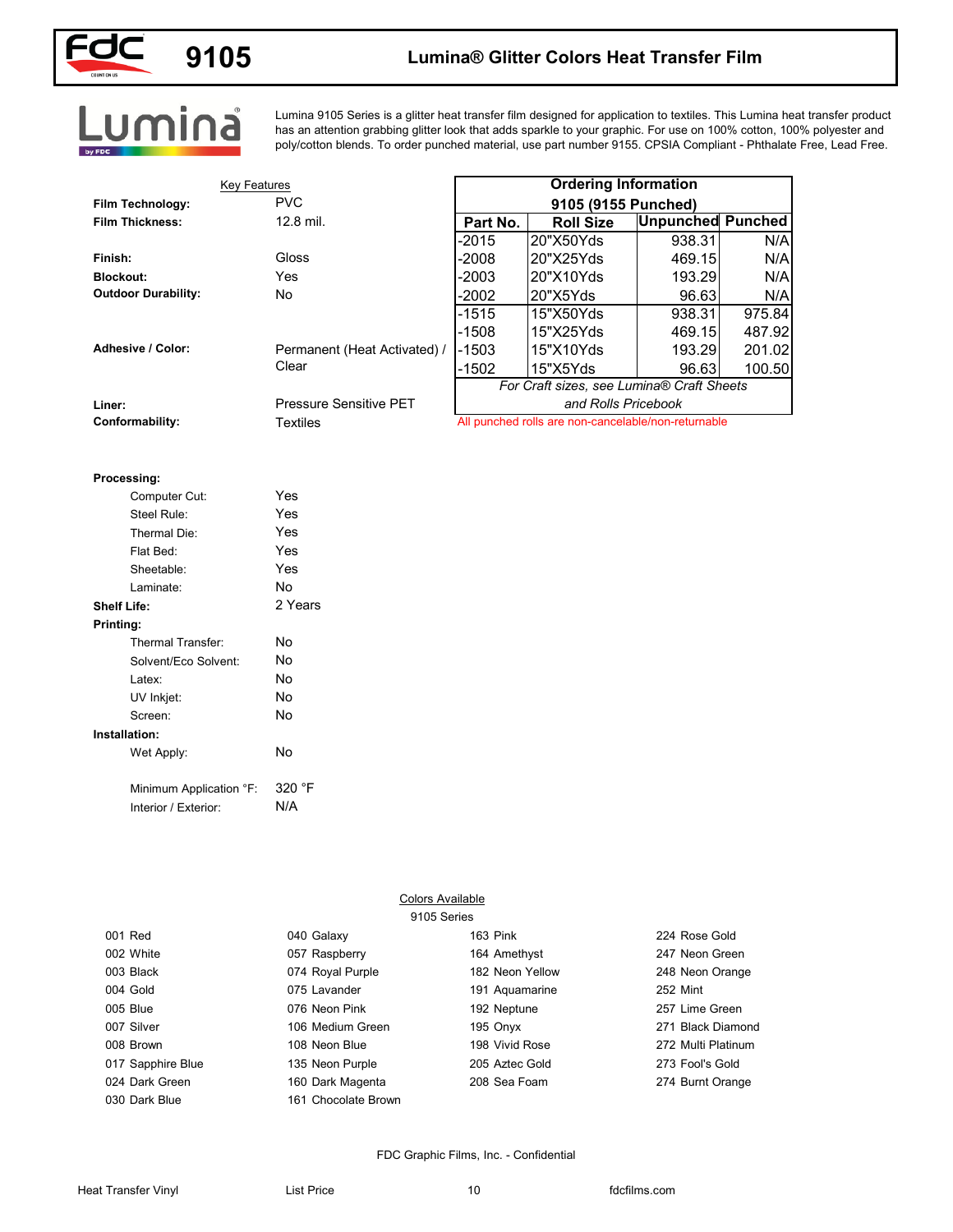# 9105 Lumina® Glitter Colors Heat Transfer Film

Lumina 9105 Series is a glitter heat transfer film designed for application to textiles. This Lumina heat transfer product has an attention grabbing glitter look that adds sparkle to your graphic. For use on 100% cotton, 100% polyester and poly/cotton blends. To order punched material, use part number 9155. CPSIA Compliant - Phthalate Free, Lead Free.

## Key Features

| | |
|---|---|
| **Film Technology:** | PVC |
| **Film Thickness:** | 12.8 mil. |
| **Finish:** | Gloss |
| **Blockout:** | Yes |
| **Outdoor Durability:** | No |
| **Adhesive / Color:** | Permanent (Heat Activated) / Clear |
| **Liner:** | Pressure Sensitive PET |
| **Conformability:** | Textiles |

## Ordering Information

**9105 (9155 Punched)**

| Part No. | Roll Size | Unpunched | Punched |
|---|---|---|---|
| -2015 | 20"X50Yds | 938.31 | N/A |
| -2008 | 20"X25Yds | 469.15 | N/A |
| -2003 | 20"X10Yds | 193.29 | N/A |
| -2002 | 20"X5Yds | 96.63 | N/A |
| -1515 | 15"X50Yds | 938.31 | 975.84 |
| -1508 | 15"X25Yds | 469.15 | 487.92 |
| -1503 | 15"X10Yds | 193.29 | 201.02 |
| -1502 | 15"X5Yds | 96.63 | 100.50 |

*For Craft sizes, see Lumina® Craft Sheets and Rolls Pricebook*

All punched rolls are non-cancelable/non-returnable

**Processing:**

| | |
|---|---|
| Computer Cut: | Yes |
| Steel Rule: | Yes |
| Thermal Die: | Yes |
| Flat Bed: | Yes |
| Sheetable: | Yes |
| Laminate: | No |

**Shelf Life:** 2 Years

**Printing:**

| | |
|---|---|
| Thermal Transfer: | No |
| Solvent/Eco Solvent: | No |
| Latex: | No |
| UV Inkjet: | No |
| Screen: | No |

**Installation:**

| | |
|---|---|
| Wet Apply: | No |
| Minimum Application °F: | 320 °F |
| Interior / Exterior: | N/A |

## Colors Available

9105 Series

| | | | |
|---|---|---|---|
| 001 Red | 040 Galaxy | 163 Pink | 224 Rose Gold |
| 002 White | 057 Raspberry | 164 Amethyst | 247 Neon Green |
| 003 Black | 074 Royal Purple | 182 Neon Yellow | 248 Neon Orange |
| 004 Gold | 075 Lavander | 191 Aquamarine | 252 Mint |
| 005 Blue | 076 Neon Pink | 192 Neptune | 257 Lime Green |
| 007 Silver | 106 Medium Green | 195 Onyx | 271 Black Diamond |
| 008 Brown | 108 Neon Blue | 198 Vivid Rose | 272 Multi Platinum |
| 017 Sapphire Blue | 135 Neon Purple | 205 Aztec Gold | 273 Fool's Gold |
| 024 Dark Green | 160 Dark Magenta | 208 Sea Foam | 274 Burnt Orange |
| 030 Dark Blue | 161 Chocolate Brown | | |

FDC Graphic Films, Inc. - Confidential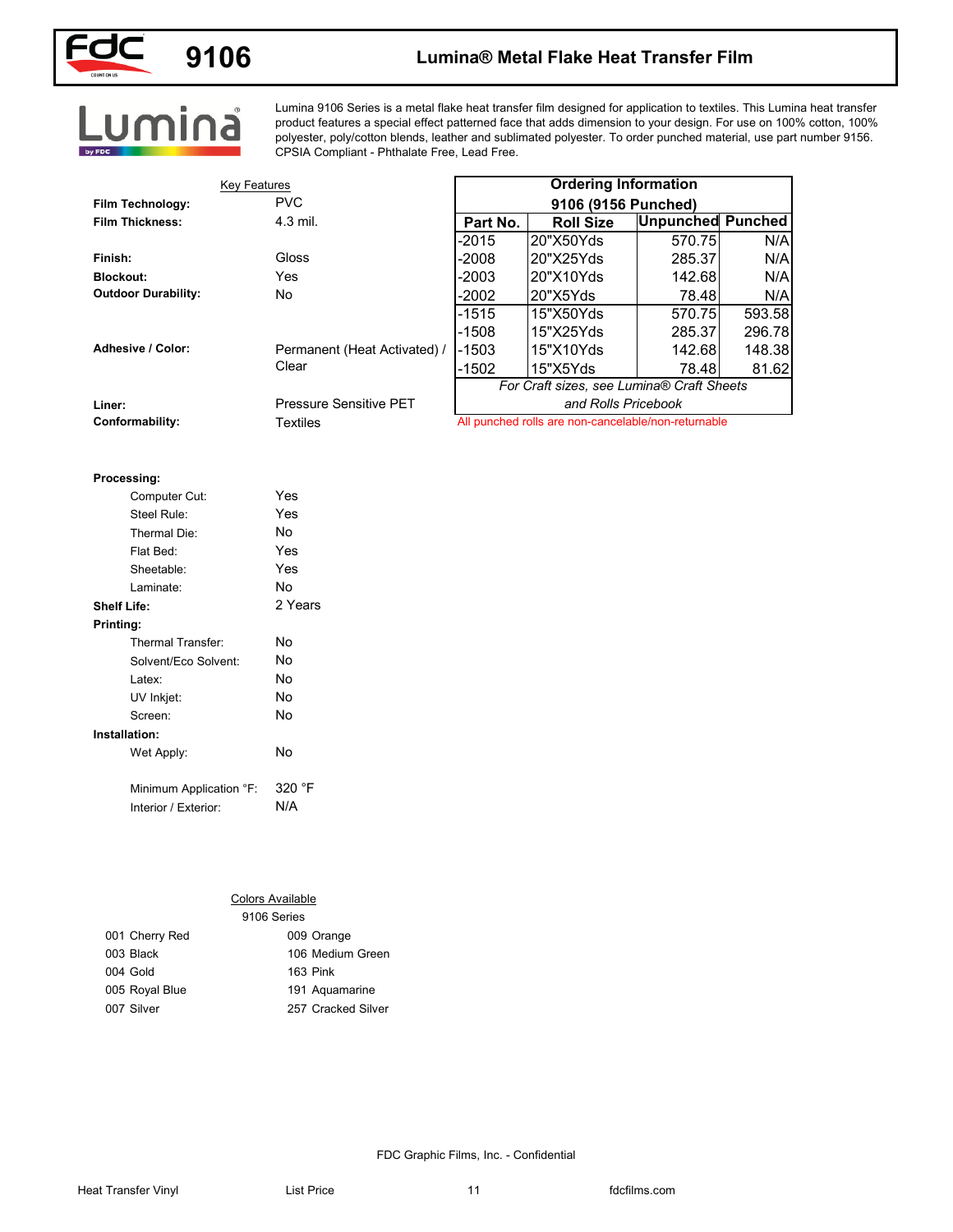# 9106 Lumina® Metal Flake Heat Transfer Film

Lumina 9106 Series is a metal flake heat transfer film designed for application to textiles. This Lumina heat transfer product features a special effect patterned face that adds dimension to your design. For use on 100% cotton, 100% polyester, poly/cotton blends, leather and sublimated polyester. To order punched material, use part number 9156. CPSIA Compliant - Phthalate Free, Lead Free.

## Key Features

**Film Technology:** PVC
**Film Thickness:** 4.3 mil.

**Finish:** Gloss
**Blockout:** Yes
**Outdoor Durability:** No

**Adhesive / Color:** Permanent (Heat Activated) / Clear

**Liner:** Pressure Sensitive PET
**Conformability:** Textiles

## Ordering Information

**9106 (9156 Punched)**

| Part No. | Roll Size | Unpunched | Punched |
|---|---|---|---|
| -2015 | 20"X50Yds | 570.75 | N/A |
| -2008 | 20"X25Yds | 285.37 | N/A |
| -2003 | 20"X10Yds | 142.68 | N/A |
| -2002 | 20"X5Yds | 78.48 | N/A |
| -1515 | 15"X50Yds | 570.75 | 593.58 |
| -1508 | 15"X25Yds | 285.37 | 296.78 |
| -1503 | 15"X10Yds | 142.68 | 148.38 |
| -1502 | 15"X5Yds | 78.48 | 81.62 |

*For Craft sizes, see Lumina® Craft Sheets and Rolls Pricebook*

All punched rolls are non-cancelable/non-returnable

**Processing:**
- Computer Cut: Yes
- Steel Rule: Yes
- Thermal Die: No
- Flat Bed: Yes
- Sheetable: Yes
- Laminate: No

**Shelf Life:** 2 Years

**Printing:**
- Thermal Transfer: No
- Solvent/Eco Solvent: No
- Latex: No
- UV Inkjet: No
- Screen: No

**Installation:**
- Wet Apply: No
- Minimum Application °F: 320 °F
- Interior / Exterior: N/A

## Colors Available

9106 Series

| | |
|---|---|
| 001 Cherry Red | 009 Orange |
| 003 Black | 106 Medium Green |
| 004 Gold | 163 Pink |
| 005 Royal Blue | 191 Aquamarine |
| 007 Silver | 257 Cracked Silver |

FDC Graphic Films, Inc. - Confidential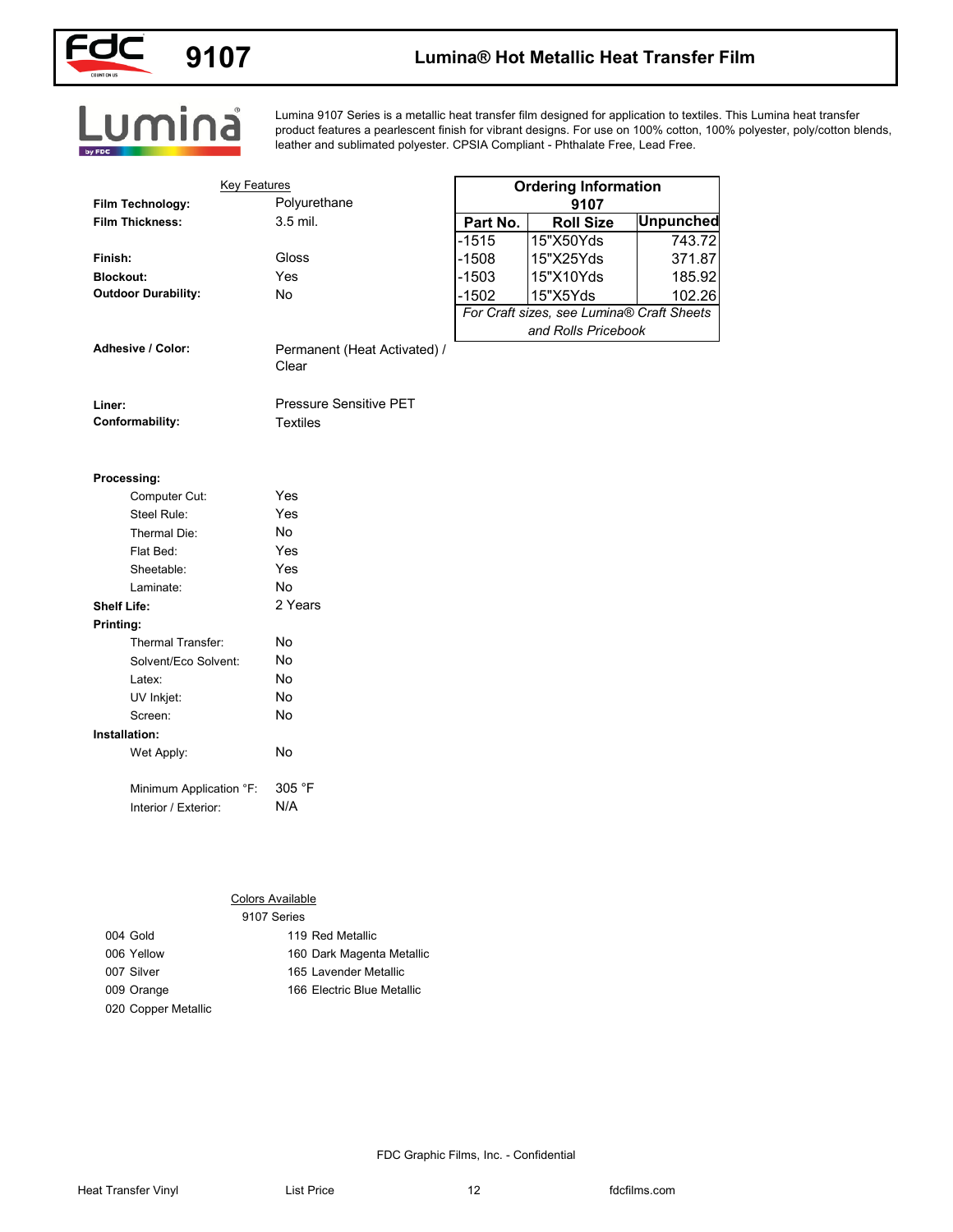# 9107 Lumina® Hot Metallic Heat Transfer Film

Lumina 9107 Series is a metallic heat transfer film designed for application to textiles. This Lumina heat transfer product features a pearlescent finish for vibrant designs. For use on 100% cotton, 100% polyester, poly/cotton blends, leather and sublimated polyester. CPSIA Compliant - Phthalate Free, Lead Free.

## Key Features

| | |
|---|---|
| **Film Technology:** | Polyurethane |
| **Film Thickness:** | 3.5 mil. |
| **Finish:** | Gloss |
| **Blockout:** | Yes |
| **Outdoor Durability:** | No |
| **Adhesive / Color:** | Permanent (Heat Activated) / Clear |
| **Liner:** | Pressure Sensitive PET |
| **Conformability:** | Textiles |
| **Processing:** | |
| Computer Cut: | Yes |
| Steel Rule: | Yes |
| Thermal Die: | No |
| Flat Bed: | Yes |
| Sheetable: | Yes |
| Laminate: | No |
| **Shelf Life:** | 2 Years |
| **Printing:** | |
| Thermal Transfer: | No |
| Solvent/Eco Solvent: | No |
| Latex: | No |
| UV Inkjet: | No |
| Screen: | No |
| **Installation:** | |
| Wet Apply: | No |
| Minimum Application °F: | 305 °F |
| Interior / Exterior: | N/A |

## Ordering Information 9107

| Part No. | Roll Size | Unpunched |
|---|---|---|
| -1515 | 15"X50Yds | 743.72 |
| -1508 | 15"X25Yds | 371.87 |
| -1503 | 15"X10Yds | 185.92 |
| -1502 | 15"X5Yds | 102.26 |

*For Craft sizes, see Lumina® Craft Sheets and Rolls Pricebook*

## Colors Available

9107 Series

- 004 Gold
- 006 Yellow
- 007 Silver
- 009 Orange
- 020 Copper Metallic
- 119 Red Metallic
- 160 Dark Magenta Metallic
- 165 Lavender Metallic
- 166 Electric Blue Metallic

FDC Graphic Films, Inc. - Confidential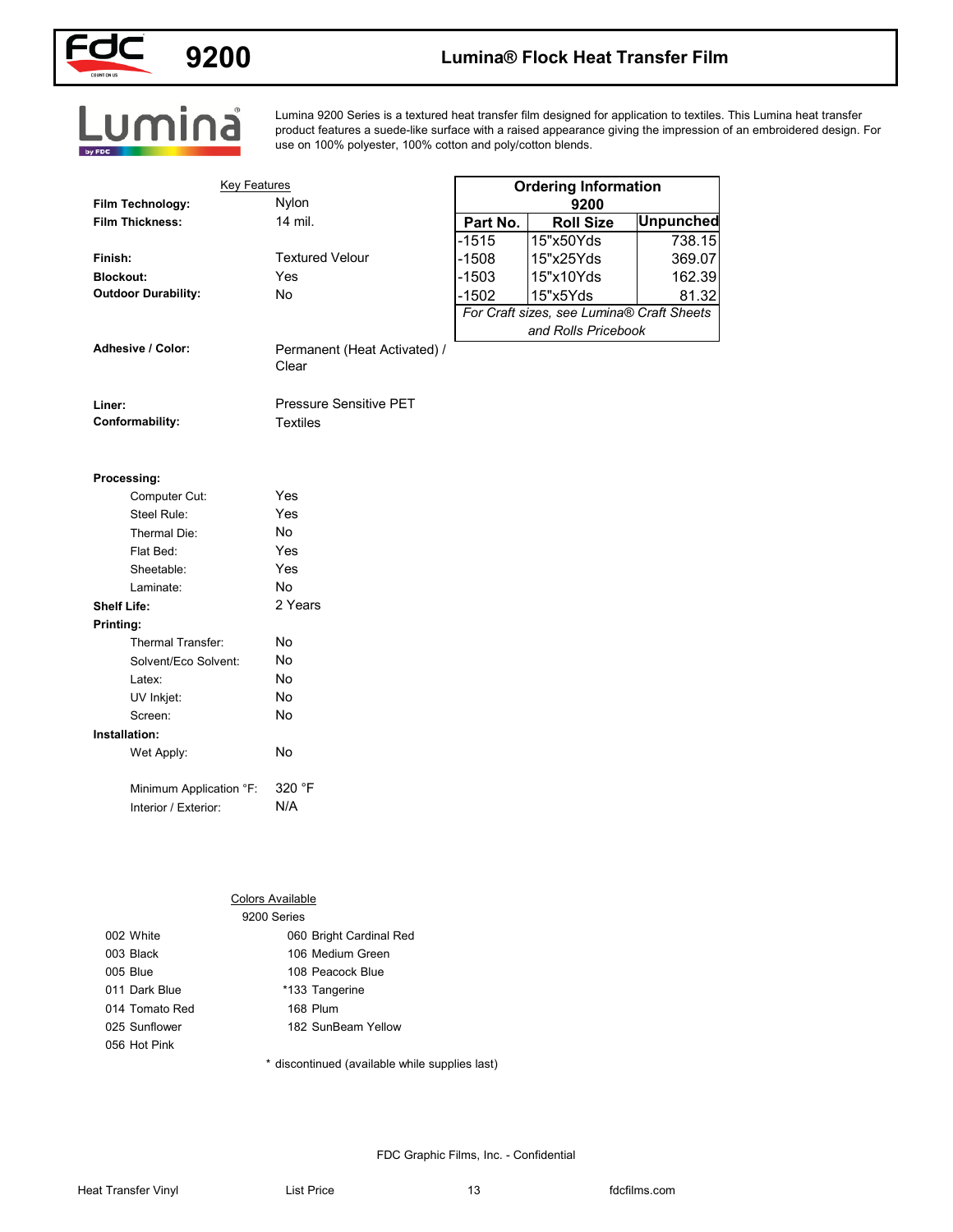# 9200 — Lumina® Flock Heat Transfer Film

Lumina 9200 Series is a textured heat transfer film designed for application to textiles. This Lumina heat transfer product features a suede-like surface with a raised appearance giving the impression of an embroidered design. For use on 100% polyester, 100% cotton and poly/cotton blends.

## Key Features

**Film Technology:** Nylon
**Film Thickness:** 14 mil.

**Finish:** Textured Velour
**Blockout:** Yes
**Outdoor Durability:** No

**Adhesive / Color:** Permanent (Heat Activated) / Clear

**Liner:** Pressure Sensitive PET
**Conformability:** Textiles

**Processing:**
- Computer Cut: Yes
- Steel Rule: Yes
- Thermal Die: No
- Flat Bed: Yes
- Sheetable: Yes
- Laminate: No

**Shelf Life:** 2 Years

**Printing:**
- Thermal Transfer: No
- Solvent/Eco Solvent: No
- Latex: No
- UV Inkjet: No
- Screen: No

**Installation:**
- Wet Apply: No
- Minimum Application °F: 320 °F
- Interior / Exterior: N/A

## Ordering Information 9200

| Part No. | Roll Size | Unpunched |
|---|---|---|
| -1515 | 15"x50Yds | 738.15 |
| -1508 | 15"x25Yds | 369.07 |
| -1503 | 15"x10Yds | 162.39 |
| -1502 | 15"x5Yds | 81.32 |

*For Craft sizes, see Lumina® Craft Sheets and Rolls Pricebook*

## Colors Available

9200 Series

- 002 White
- 003 Black
- 005 Blue
- 011 Dark Blue
- 014 Tomato Red
- 025 Sunflower
- 056 Hot Pink
- 060 Bright Cardinal Red
- 106 Medium Green
- 108 Peacock Blue
- *133 Tangerine
- 168 Plum
- 182 SunBeam Yellow

\* discontinued (available while supplies last)

FDC Graphic Films, Inc. - Confidential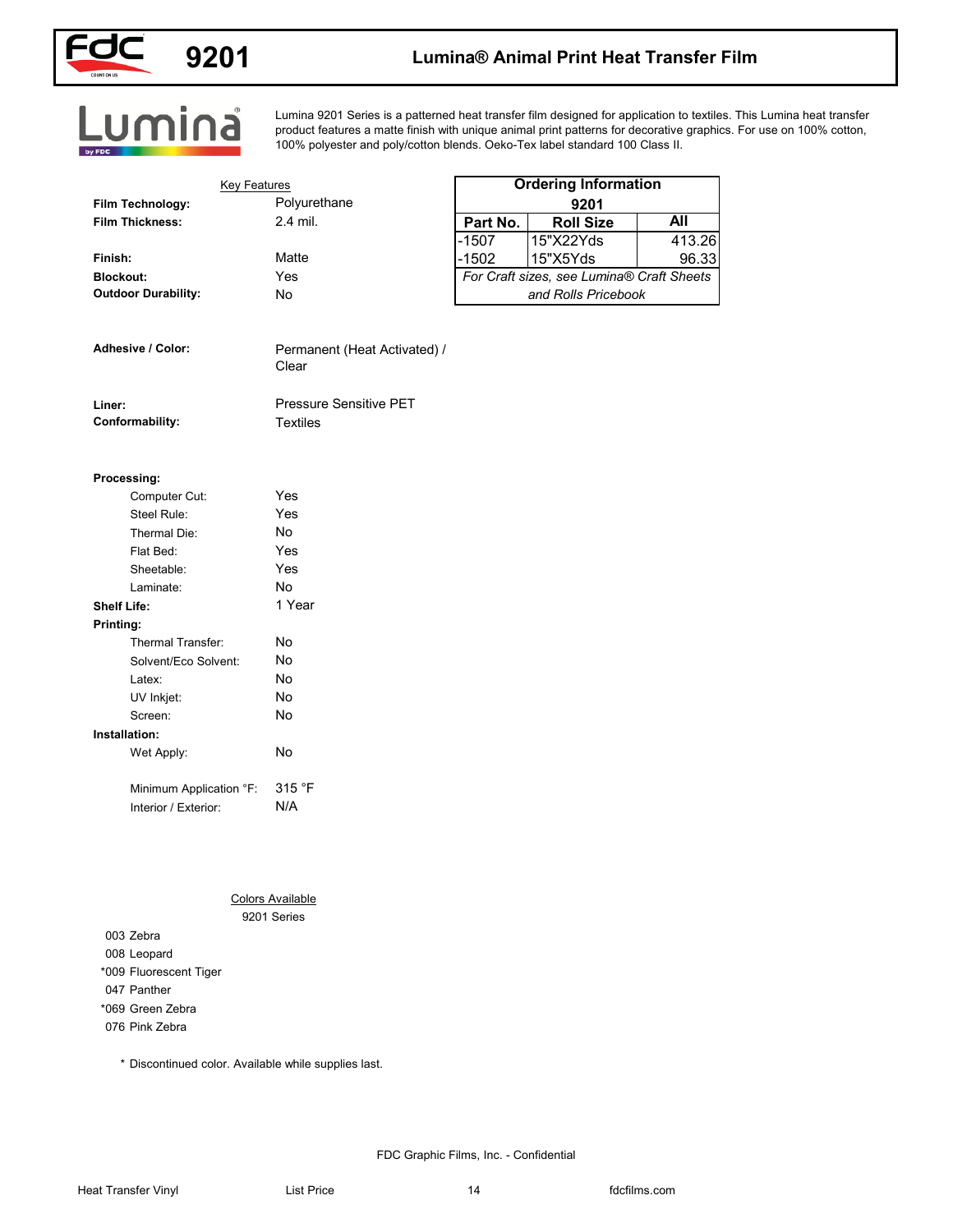# 9201 Lumina® Animal Print Heat Transfer Film

Lumina 9201 Series is a patterned heat transfer film designed for application to textiles. This Lumina heat transfer product features a matte finish with unique animal print patterns for decorative graphics. For use on 100% cotton, 100% polyester and poly/cotton blends. Oeko-Tex label standard 100 Class II.

## Key Features

**Film Technology:** Polyurethane
**Film Thickness:** 2.4 mil.

**Finish:** Matte
**Blockout:** Yes
**Outdoor Durability:** No

**Adhesive / Color:** Permanent (Heat Activated) / Clear

**Liner:** Pressure Sensitive PET
**Conformability:** Textiles

**Processing:**
- Computer Cut: Yes
- Steel Rule: Yes
- Thermal Die: No
- Flat Bed: Yes
- Sheetable: Yes
- Laminate: No

**Shelf Life:** 1 Year

**Printing:**
- Thermal Transfer: No
- Solvent/Eco Solvent: No
- Latex: No
- UV Inkjet: No
- Screen: No

**Installation:**
- Wet Apply: No
- Minimum Application °F: 315 °F
- Interior / Exterior: N/A

## Ordering Information

| 9201 | | |
|---|---|---|
| **Part No.** | **Roll Size** | **All** |
| -1507 | 15"X22Yds | 413.26 |
| -1502 | 15"X5Yds | 96.33 |
| *For Craft sizes, see Lumina® Craft Sheets and Rolls Pricebook* | | |

## Colors Available

9201 Series

- 003 Zebra
- 008 Leopard
- *009 Fluorescent Tiger
- 047 Panther
- *069 Green Zebra
- 076 Pink Zebra

\* Discontinued color. Available while supplies last.

FDC Graphic Films, Inc. - Confidential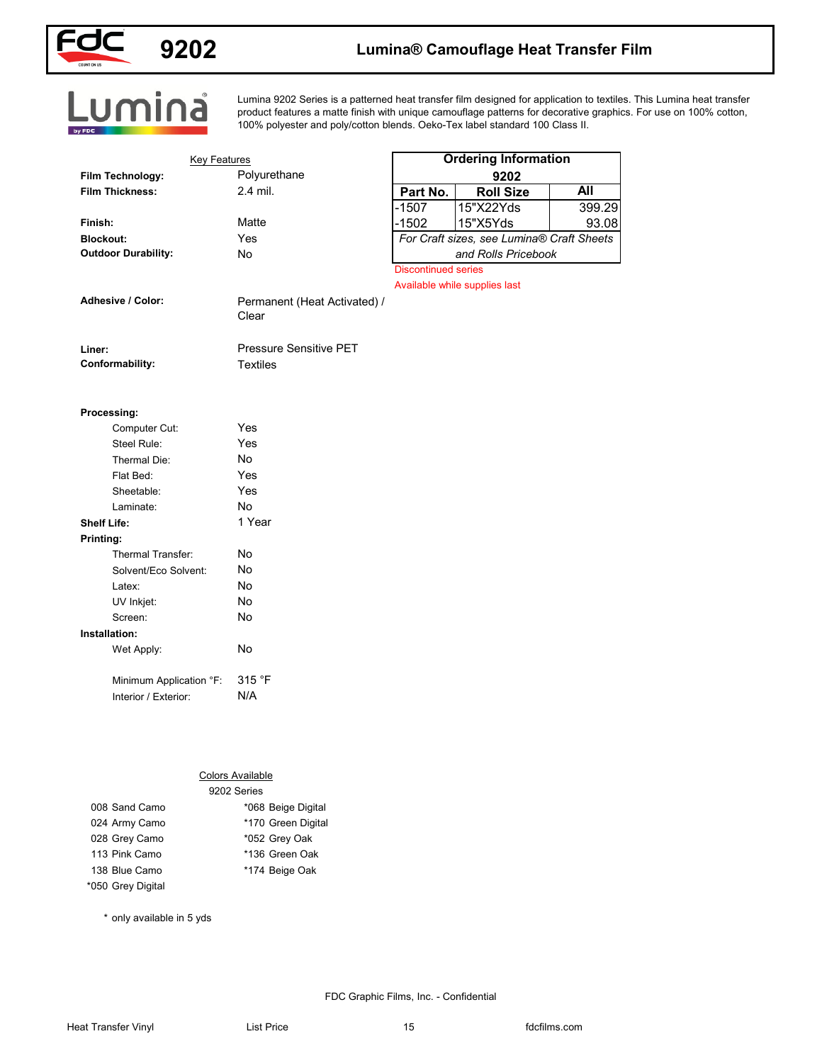# 9202 Lumina® Camouflage Heat Transfer Film

Lumina 9202 Series is a patterned heat transfer film designed for application to textiles. This Lumina heat transfer product features a matte finish with unique camouflage patterns for decorative graphics. For use on 100% cotton, 100% polyester and poly/cotton blends. Oeko-Tex label standard 100 Class II.

## Key Features

**Film Technology:** Polyurethane
**Film Thickness:** 2.4 mil.

**Finish:** Matte
**Blockout:** Yes
**Outdoor Durability:** No

**Adhesive / Color:** Permanent (Heat Activated) / Clear

**Liner:** Pressure Sensitive PET
**Conformability:** Textiles

**Processing:**
- Computer Cut: Yes
- Steel Rule: Yes
- Thermal Die: No
- Flat Bed: Yes
- Sheetable: Yes
- Laminate: No

**Shelf Life:** 1 Year

**Printing:**
- Thermal Transfer: No
- Solvent/Eco Solvent: No
- Latex: No
- UV Inkjet: No
- Screen: No

**Installation:**
- Wet Apply: No
- Minimum Application °F: 315 °F
- Interior / Exterior: N/A

## Ordering Information

| 9202 | | |
|---|---|---|
| Part No. | Roll Size | All |
| -1507 | 15"X22Yds | 399.29 |
| -1502 | 15"X5Yds | 93.08 |

*For Craft sizes, see Lumina® Craft Sheets and Rolls Pricebook*

Discontinued series
Available while supplies last

## Colors Available

9202 Series

| | |
|---|---|
| 008 Sand Camo | *068 Beige Digital |
| 024 Army Camo | *170 Green Digital |
| 028 Grey Camo | *052 Grey Oak |
| 113 Pink Camo | *136 Green Oak |
| 138 Blue Camo | *174 Beige Oak |
| *050 Grey Digital | |

\* only available in 5 yds

FDC Graphic Films, Inc. - Confidential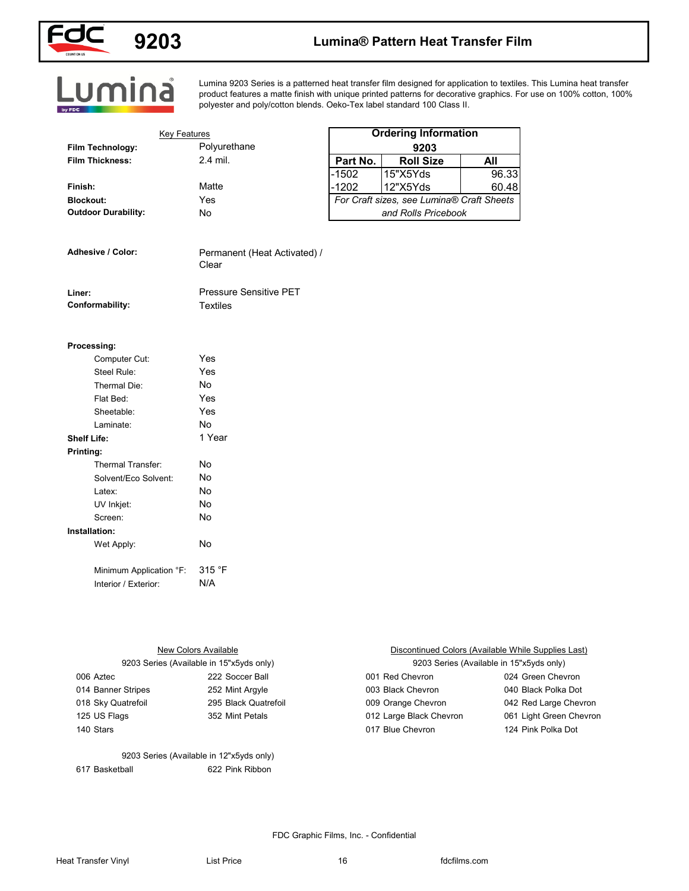# 9203 Lumina® Pattern Heat Transfer Film

Lumina 9203 Series is a patterned heat transfer film designed for application to textiles. This Lumina heat transfer product features a matte finish with unique printed patterns for decorative graphics. For use on 100% cotton, 100% polyester and poly/cotton blends. Oeko-Tex label standard 100 Class II.

## Key Features

| | |
|---|---|
| **Film Technology:** | Polyurethane |
| **Film Thickness:** | 2.4 mil. |
| **Finish:** | Matte |
| **Blockout:** | Yes |
| **Outdoor Durability:** | No |
| **Adhesive / Color:** | Permanent (Heat Activated) / Clear |
| **Liner:** | Pressure Sensitive PET |
| **Conformability:** | Textiles |
| **Processing:** | |
| Computer Cut: | Yes |
| Steel Rule: | Yes |
| Thermal Die: | No |
| Flat Bed: | Yes |
| Sheetable: | Yes |
| Laminate: | No |
| **Shelf Life:** | 1 Year |
| **Printing:** | |
| Thermal Transfer: | No |
| Solvent/Eco Solvent: | No |
| Latex: | No |
| UV Inkjet: | No |
| Screen: | No |
| **Installation:** | |
| Wet Apply: | No |
| Minimum Application °F: | 315 °F |
| Interior / Exterior: | N/A |

## Ordering Information 9203

| Part No. | Roll Size | All |
|---|---|---|
| -1502 | 15"X5Yds | 96.33 |
| -1202 | 12"X5Yds | 60.48 |
| *For Craft sizes, see Lumina® Craft Sheets and Rolls Pricebook* | | |

## New Colors Available

9203 Series (Available in 15"x5yds only)

| | |
|---|---|
| 006 Aztec | 222 Soccer Ball |
| 014 Banner Stripes | 252 Mint Argyle |
| 018 Sky Quatrefoil | 295 Black Quatrefoil |
| 125 US Flags | 352 Mint Petals |
| 140 Stars | |

9203 Series (Available in 12"x5yds only)

| | |
|---|---|
| 617 Basketball | 622 Pink Ribbon |

## Discontinued Colors (Available While Supplies Last)

9203 Series (Available in 15"x5yds only)

| | |
|---|---|
| 001 Red Chevron | 024 Green Chevron |
| 003 Black Chevron | 040 Black Polka Dot |
| 009 Orange Chevron | 042 Red Large Chevron |
| 012 Large Black Chevron | 061 Light Green Chevron |
| 017 Blue Chevron | 124 Pink Polka Dot |

FDC Graphic Films, Inc. - Confidential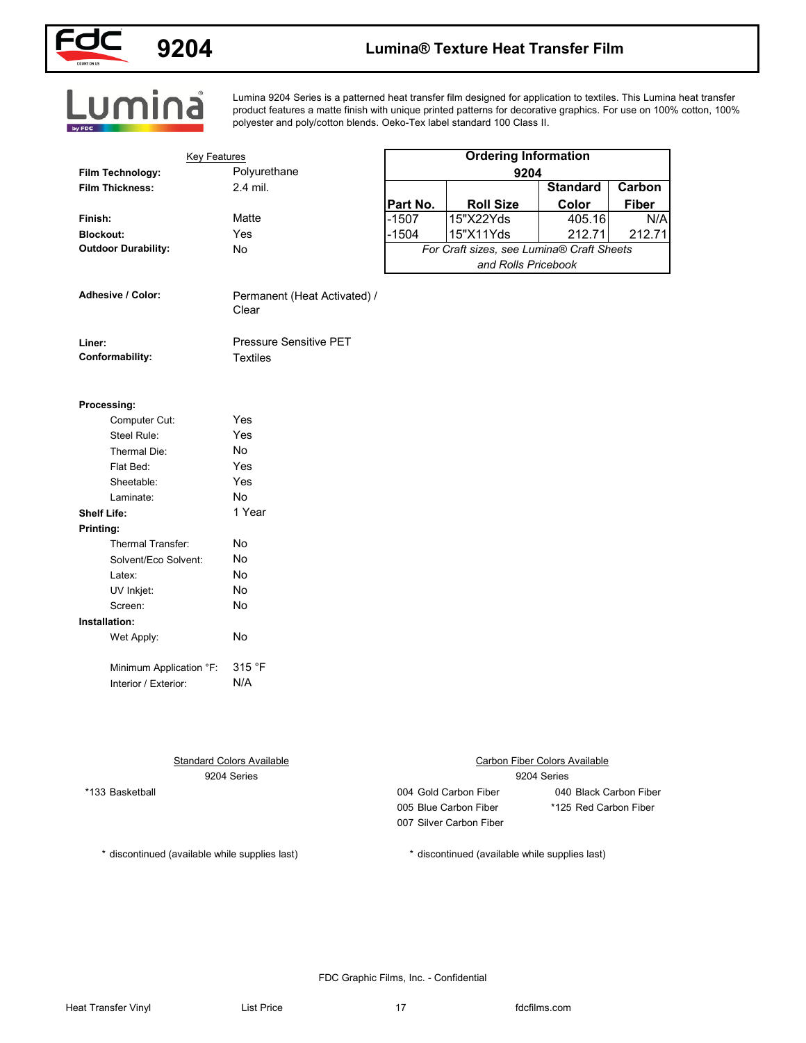# 9204 Lumina® Texture Heat Transfer Film

Lumina 9204 Series is a patterned heat transfer film designed for application to textiles. This Lumina heat transfer product features a matte finish with unique printed patterns for decorative graphics. For use on 100% cotton, 100% polyester and poly/cotton blends. Oeko-Tex label standard 100 Class II.

## Key Features

**Film Technology:** Polyurethane
**Film Thickness:** 2.4 mil.

**Finish:** Matte
**Blockout:** Yes
**Outdoor Durability:** No

**Adhesive / Color:** Permanent (Heat Activated) / Clear

**Liner:** Pressure Sensitive PET
**Conformability:** Textiles

**Processing:**
- Computer Cut: Yes
- Steel Rule: Yes
- Thermal Die: No
- Flat Bed: Yes
- Sheetable: Yes
- Laminate: No

**Shelf Life:** 1 Year

**Printing:**
- Thermal Transfer: No
- Solvent/Eco Solvent: No
- Latex: No
- UV Inkjet: No
- Screen: No

**Installation:**
- Wet Apply: No
- Minimum Application °F: 315 °F
- Interior / Exterior: N/A

## Ordering Information 9204

| Part No. | Roll Size | Standard Color | Carbon Fiber |
|---|---|---|---|
| -1507 | 15"X22Yds | 405.16 | N/A |
| -1504 | 15"X11Yds | 212.71 | 212.71 |

*For Craft sizes, see Lumina® Craft Sheets and Rolls Pricebook*

## Standard Colors Available
9204 Series

*133 Basketball

\* discontinued (available while supplies last)

## Carbon Fiber Colors Available
9204 Series

- 004 Gold Carbon Fiber
- 005 Blue Carbon Fiber
- 007 Silver Carbon Fiber
- 040 Black Carbon Fiber
- *125 Red Carbon Fiber

\* discontinued (available while supplies last)

FDC Graphic Films, Inc. - Confidential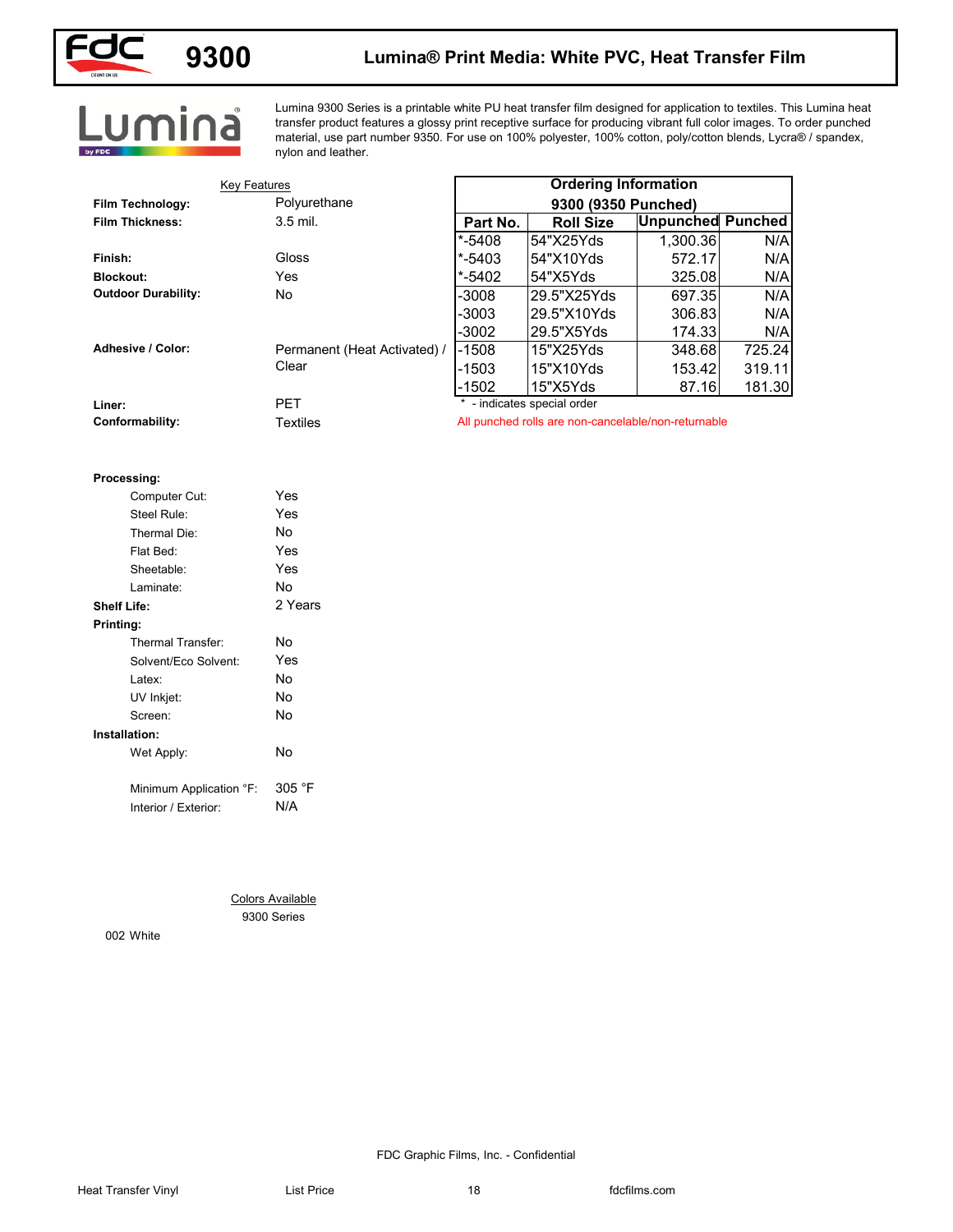# 9300 Lumina® Print Media: White PVC, Heat Transfer Film

Lumina 9300 Series is a printable white PU heat transfer film designed for application to textiles. This Lumina heat transfer product features a glossy print receptive surface for producing vibrant full color images. To order punched material, use part number 9350. For use on 100% polyester, 100% cotton, poly/cotton blends, Lycra® / spandex, nylon and leather.

## Key Features

| | |
|---|---|
| **Film Technology:** | Polyurethane |
| **Film Thickness:** | 3.5 mil. |
| **Finish:** | Gloss |
| **Blockout:** | Yes |
| **Outdoor Durability:** | No |
| **Adhesive / Color:** | Permanent (Heat Activated) / Clear |
| **Liner:** | PET |
| **Conformability:** | Textiles |

## Ordering Information

9300 (9350 Punched)

| Part No. | Roll Size | Unpunched | Punched |
|---|---|---|---|
| *-5408 | 54"X25Yds | 1,300.36 | N/A |
| *-5403 | 54"X10Yds | 572.17 | N/A |
| *-5402 | 54"X5Yds | 325.08 | N/A |
| -3008 | 29.5"X25Yds | 697.35 | N/A |
| -3003 | 29.5"X10Yds | 306.83 | N/A |
| -3002 | 29.5"X5Yds | 174.33 | N/A |
| -1508 | 15"X25Yds | 348.68 | 725.24 |
| -1503 | 15"X10Yds | 153.42 | 319.11 |
| -1502 | 15"X5Yds | 87.16 | 181.30 |

* - indicates special order

All punched rolls are non-cancelable/non-returnable

**Processing:**

| | |
|---|---|
| Computer Cut: | Yes |
| Steel Rule: | Yes |
| Thermal Die: | No |
| Flat Bed: | Yes |
| Sheetable: | Yes |
| Laminate: | No |

**Shelf Life:** 2 Years

**Printing:**

| | |
|---|---|
| Thermal Transfer: | No |
| Solvent/Eco Solvent: | Yes |
| Latex: | No |
| UV Inkjet: | No |
| Screen: | No |

**Installation:**

| | |
|---|---|
| Wet Apply: | No |
| Minimum Application °F: | 305 °F |
| Interior / Exterior: | N/A |

## Colors Available

9300 Series

002 White

FDC Graphic Films, Inc. - Confidential

Heat Transfer Vinyl　List Price　fdcfilms.com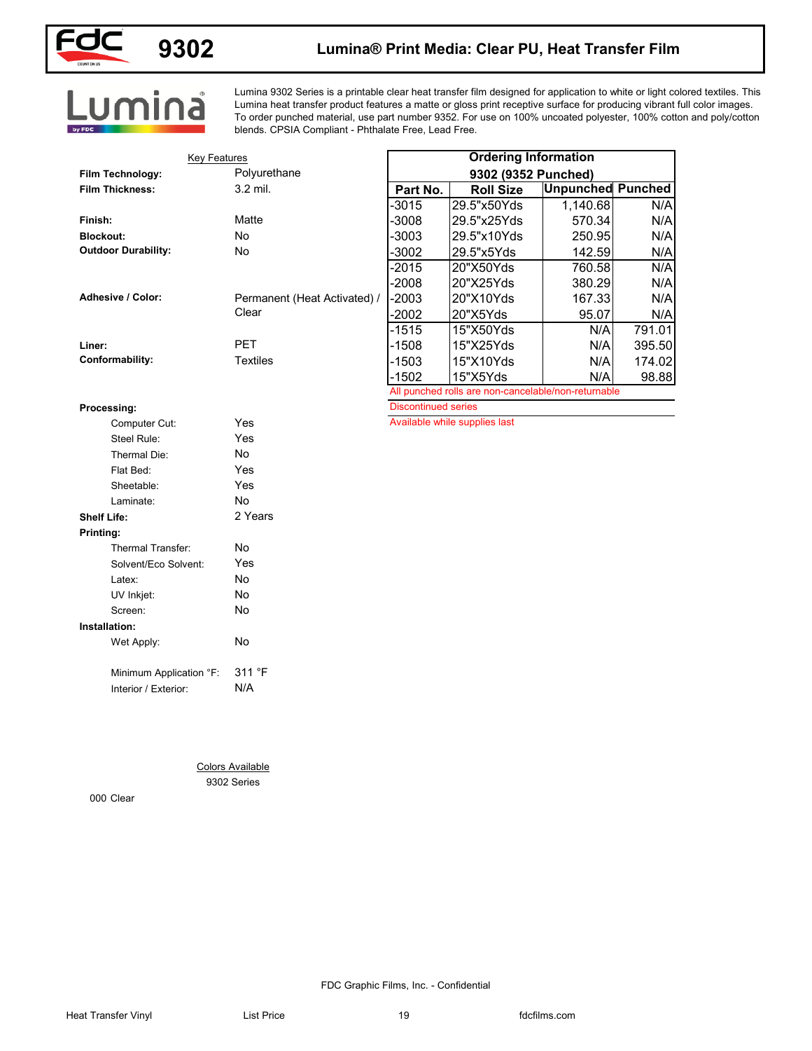# 9302 — Lumina® Print Media: Clear PU, Heat Transfer Film

Lumina 9302 Series is a printable clear heat transfer film designed for application to white or light colored textiles. This Lumina heat transfer product features a matte or gloss print receptive surface for producing vibrant full color images. To order punched material, use part number 9352. For use on 100% uncoated polyester, 100% cotton and poly/cotton blends. CPSIA Compliant - Phthalate Free, Lead Free.

## Key Features

**Film Technology:** Polyurethane
**Film Thickness:** 3.2 mil.

**Finish:** Matte
**Blockout:** No
**Outdoor Durability:** No

**Adhesive / Color:** Permanent (Heat Activated) / Clear

**Liner:** PET
**Conformability:** Textiles

**Processing:**

- Computer Cut: Yes
- Steel Rule: Yes
- Thermal Die: No
- Flat Bed: Yes
- Sheetable: Yes
- Laminate: No

**Shelf Life:** 2 Years

**Printing:**

- Thermal Transfer: No
- Solvent/Eco Solvent: Yes
- Latex: No
- UV Inkjet: No
- Screen: No

**Installation:**

- Wet Apply: No
- Minimum Application °F: 311 °F
- Interior / Exterior: N/A

## Ordering Information

9302 (9352 Punched)

| Part No. | Roll Size | Unpunched | Punched |
|---|---|---|---|
| -3015 | 29.5"x50Yds | 1,140.68 | N/A |
| -3008 | 29.5"x25Yds | 570.34 | N/A |
| -3003 | 29.5"x10Yds | 250.95 | N/A |
| -3002 | 29.5"x5Yds | 142.59 | N/A |
| -2015 | 20"X50Yds | 760.58 | N/A |
| -2008 | 20"X25Yds | 380.29 | N/A |
| -2003 | 20"X10Yds | 167.33 | N/A |
| -2002 | 20"X5Yds | 95.07 | N/A |
| -1515 | 15"X50Yds | N/A | 791.01 |
| -1508 | 15"X25Yds | N/A | 395.50 |
| -1503 | 15"X10Yds | N/A | 174.02 |
| -1502 | 15"X5Yds | N/A | 98.88 |

All punched rolls are non-cancelable/non-returnable

Discontinued series

Available while supplies last

## Colors Available

9302 Series

000 Clear

FDC Graphic Films, Inc. - Confidential

Heat Transfer Vinyl — List Price — fdcfilms.com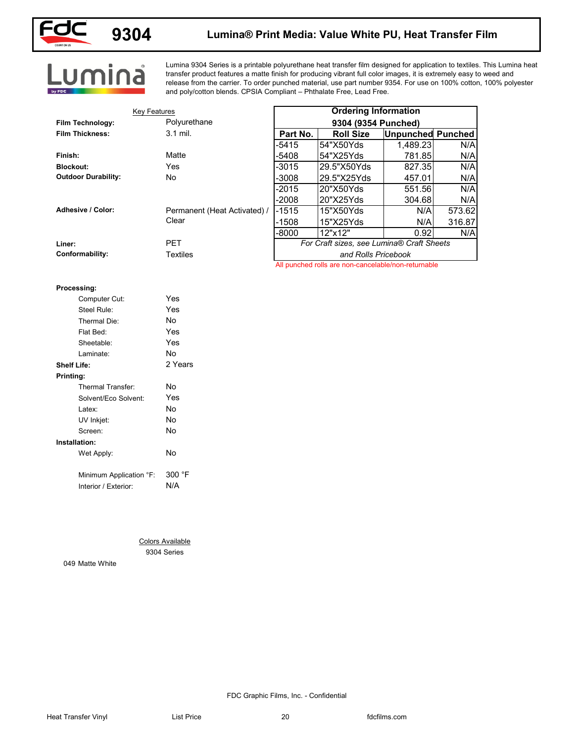# 9304 Lumina® Print Media: Value White PU, Heat Transfer Film

Lumina 9304 Series is a printable polyurethane heat transfer film designed for application to textiles. This Lumina heat transfer product features a matte finish for producing vibrant full color images, it is extremely easy to weed and release from the carrier. To order punched material, use part number 9354. For use on 100% cotton, 100% polyester and poly/cotton blends. CPSIA Compliant – Phthalate Free, Lead Free.

**Key Features**

| | |
|---|---|
| **Film Technology:** | Polyurethane |
| **Film Thickness:** | 3.1 mil. |
| **Finish:** | Matte |
| **Blockout:** | Yes |
| **Outdoor Durability:** | No |
| **Adhesive / Color:** | Permanent (Heat Activated) / Clear |
| **Liner:** | PET |
| **Conformability:** | Textiles |

**Ordering Information**
**9304 (9354 Punched)**

| Part No. | Roll Size | Unpunched | Punched |
|---|---|---|---|
| -5415 | 54"X50Yds | 1,489.23 | N/A |
| -5408 | 54"X25Yds | 781.85 | N/A |
| -3015 | 29.5"X50Yds | 827.35 | N/A |
| -3008 | 29.5"X25Yds | 457.01 | N/A |
| -2015 | 20"X50Yds | 551.56 | N/A |
| -2008 | 20"X25Yds | 304.68 | N/A |
| -1515 | 15"X50Yds | N/A | 573.62 |
| -1508 | 15"X25Yds | N/A | 316.87 |
| -8000 | 12"x12" | 0.92 | N/A |

*For Craft sizes, see Lumina® Craft Sheets and Rolls Pricebook*

All punched rolls are non-cancelable/non-returnable

**Processing:**

| | |
|---|---|
| Computer Cut: | Yes |
| Steel Rule: | Yes |
| Thermal Die: | No |
| Flat Bed: | Yes |
| Sheetable: | Yes |
| Laminate: | No |
| **Shelf Life:** | 2 Years |

**Printing:**

| | |
|---|---|
| Thermal Transfer: | No |
| Solvent/Eco Solvent: | Yes |
| Latex: | No |
| UV Inkjet: | No |
| Screen: | No |

**Installation:**

| | |
|---|---|
| Wet Apply: | No |
| Minimum Application °F: | 300 °F |
| Interior / Exterior: | N/A |

**Colors Available**
9304 Series

049 Matte White

FDC Graphic Films, Inc. - Confidential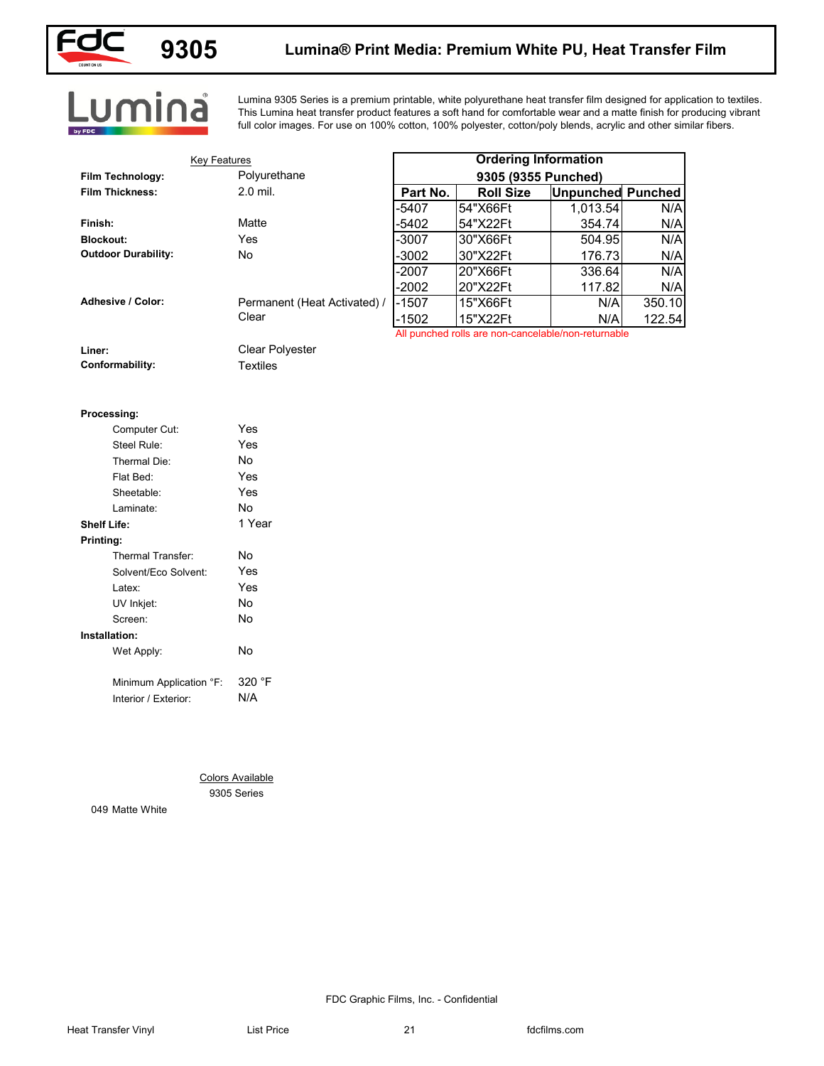# 9305 Lumina® Print Media: Premium White PU, Heat Transfer Film

Lumina 9305 Series is a premium printable, white polyurethane heat transfer film designed for application to textiles. This Lumina heat transfer product features a soft hand for comfortable wear and a matte finish for producing vibrant full color images. For use on 100% cotton, 100% polyester, cotton/poly blends, acrylic and other similar fibers.

## Key Features

**Film Technology:** Polyurethane
**Film Thickness:** 2.0 mil.

**Finish:** Matte
**Blockout:** Yes
**Outdoor Durability:** No

**Adhesive / Color:** Permanent (Heat Activated) / Clear

**Liner:** Clear Polyester
**Conformability:** Textiles

**Processing:**
- Computer Cut: Yes
- Steel Rule: Yes
- Thermal Die: No
- Flat Bed: Yes
- Sheetable: Yes
- Laminate: No

**Shelf Life:** 1 Year

**Printing:**
- Thermal Transfer: No
- Solvent/Eco Solvent: Yes
- Latex: Yes
- UV Inkjet: No
- Screen: No

**Installation:**
- Wet Apply: No
- Minimum Application °F: 320 °F
- Interior / Exterior: N/A

## Ordering Information

9305 (9355 Punched)

| Part No. | Roll Size | Unpunched | Punched |
|---|---|---|---|
| -5407 | 54"X66Ft | 1,013.54 | N/A |
| -5402 | 54"X22Ft | 354.74 | N/A |
| -3007 | 30"X66Ft | 504.95 | N/A |
| -3002 | 30"X22Ft | 176.73 | N/A |
| -2007 | 20"X66Ft | 336.64 | N/A |
| -2002 | 20"X22Ft | 117.82 | N/A |
| -1507 | 15"X66Ft | N/A | 350.10 |
| -1502 | 15"X22Ft | N/A | 122.54 |

All punched rolls are non-cancelable/non-returnable

## Colors Available

9305 Series

049 Matte White

FDC Graphic Films, Inc. - Confidential

Heat Transfer Vinyl    List Price    fdcfilms.com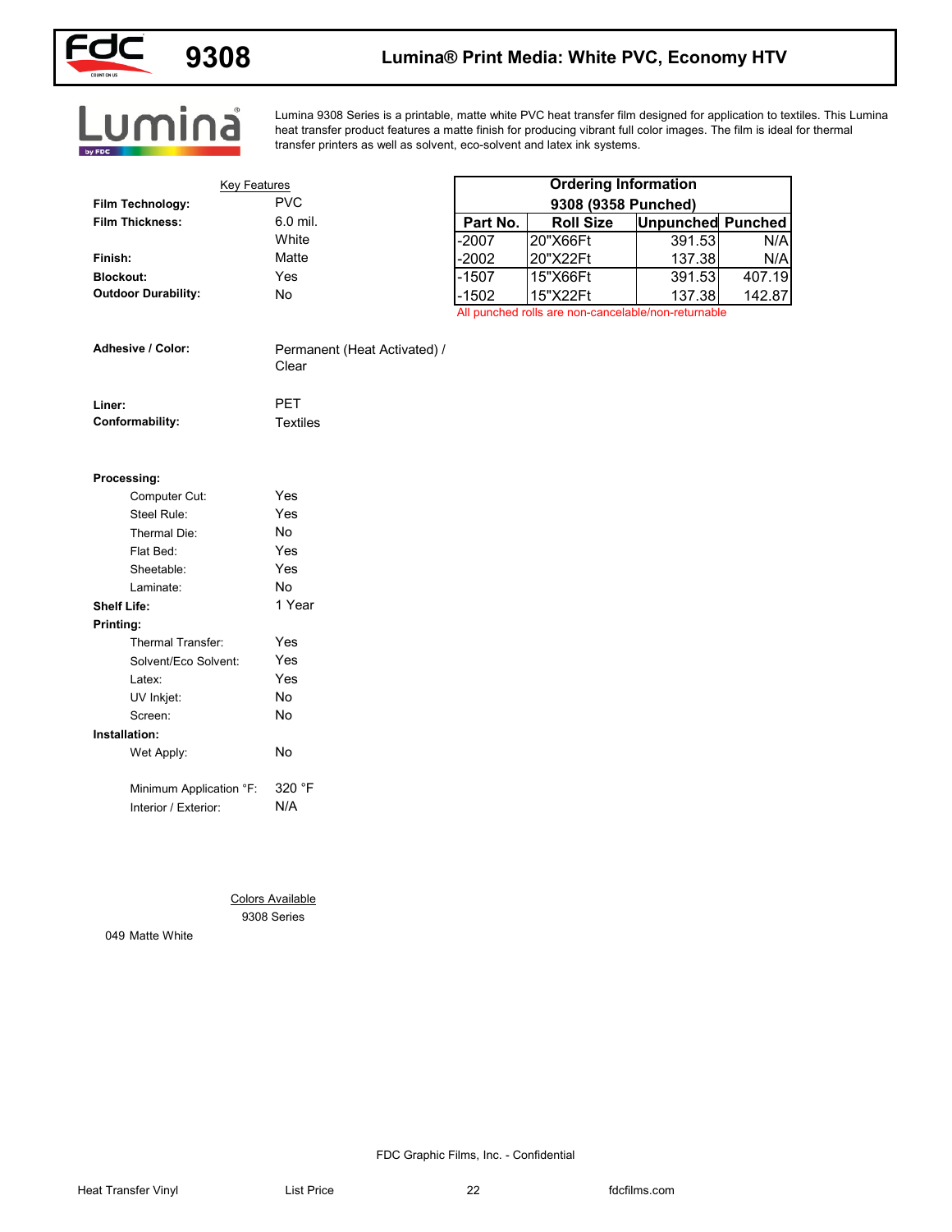# 9308 Lumina® Print Media: White PVC, Economy HTV

Lumina 9308 Series is a printable, matte white PVC heat transfer film designed for application to textiles. This Lumina heat transfer product features a matte finish for producing vibrant full color images. The film is ideal for thermal transfer printers as well as solvent, eco-solvent and latex ink systems.

## Key Features

**Film Technology:** PVC
**Film Thickness:** 6.0 mil.
White
**Finish:** Matte
**Blockout:** Yes
**Outdoor Durability:** No

**Adhesive / Color:** Permanent (Heat Activated) / Clear

**Liner:** PET
**Conformability:** Textiles

**Processing:**
- Computer Cut: Yes
- Steel Rule: Yes
- Thermal Die: No
- Flat Bed: Yes
- Sheetable: Yes
- Laminate: No

**Shelf Life:** 1 Year

**Printing:**
- Thermal Transfer: Yes
- Solvent/Eco Solvent: Yes
- Latex: Yes
- UV Inkjet: No
- Screen: No

**Installation:**
- Wet Apply: No
- Minimum Application °F: 320 °F
- Interior / Exterior: N/A

## Ordering Information

9308 (9358 Punched)

| Part No. | Roll Size | Unpunched | Punched |
|---|---|---|---|
| -2007 | 20"X66Ft | 391.53 | N/A |
| -2002 | 20"X22Ft | 137.38 | N/A |
| -1507 | 15"X66Ft | 391.53 | 407.19 |
| -1502 | 15"X22Ft | 137.38 | 142.87 |

All punched rolls are non-cancelable/non-returnable

## Colors Available

9308 Series

049 Matte White

FDC Graphic Films, Inc. - Confidential

Heat Transfer Vinyl    List Price    fdcfilms.com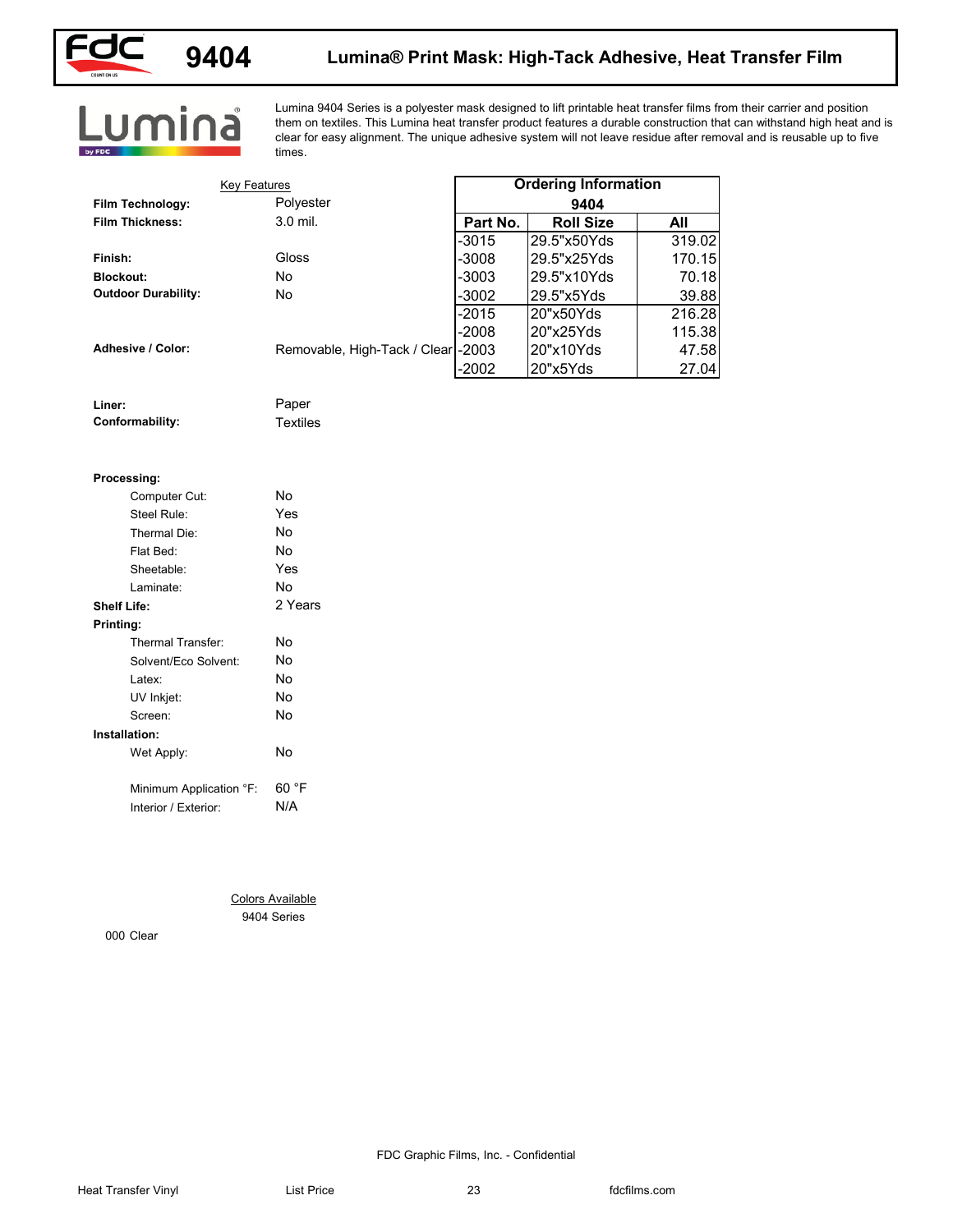# 9404 Lumina® Print Mask: High-Tack Adhesive, Heat Transfer Film

Lumina 9404 Series is a polyester mask designed to lift printable heat transfer films from their carrier and position them on textiles. This Lumina heat transfer product features a durable construction that can withstand high heat and is clear for easy alignment. The unique adhesive system will not leave residue after removal and is reusable up to five times.

## Key Features

| | |
|---|---|
| **Film Technology:** | Polyester |
| **Film Thickness:** | 3.0 mil. |
| **Finish:** | Gloss |
| **Blockout:** | No |
| **Outdoor Durability:** | No |
| **Adhesive / Color:** | Removable, High-Tack / Clear |
| **Liner:** | Paper |
| **Conformability:** | Textiles |

**Processing:**

| | |
|---|---|
| Computer Cut: | No |
| Steel Rule: | Yes |
| Thermal Die: | No |
| Flat Bed: | No |
| Sheetable: | Yes |
| Laminate: | No |

**Shelf Life:** 2 Years

**Printing:**

| | |
|---|---|
| Thermal Transfer: | No |
| Solvent/Eco Solvent: | No |
| Latex: | No |
| UV Inkjet: | No |
| Screen: | No |

**Installation:**

| | |
|---|---|
| Wet Apply: | No |
| Minimum Application °F: | 60 °F |
| Interior / Exterior: | N/A |

## Ordering Information

| 9404 | | |
|---|---|---|
| **Part No.** | **Roll Size** | **All** |
| -3015 | 29.5"x50Yds | 319.02 |
| -3008 | 29.5"x25Yds | 170.15 |
| -3003 | 29.5"x10Yds | 70.18 |
| -3002 | 29.5"x5Yds | 39.88 |
| -2015 | 20"x50Yds | 216.28 |
| -2008 | 20"x25Yds | 115.38 |
| -2003 | 20"x10Yds | 47.58 |
| -2002 | 20"x5Yds | 27.04 |

## Colors Available

9404 Series

000 Clear

FDC Graphic Films, Inc. - Confidential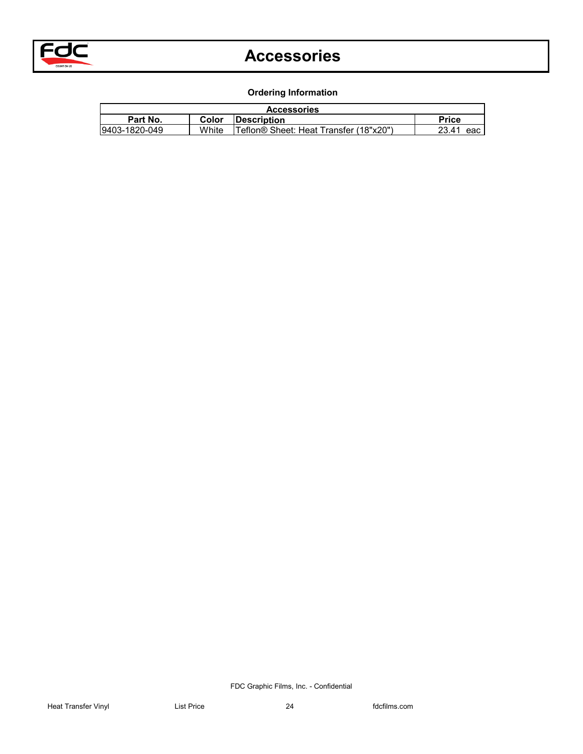# Accessories

### Ordering Information

| Accessories | | | |
|---|---|---|---|
| **Part No.** | **Color** | **Description** | **Price** |
| 9403-1820-049 | White | Teflon® Sheet: Heat Transfer (18"x20") | 23.41 eac |

FDC Graphic Films, Inc. - Confidential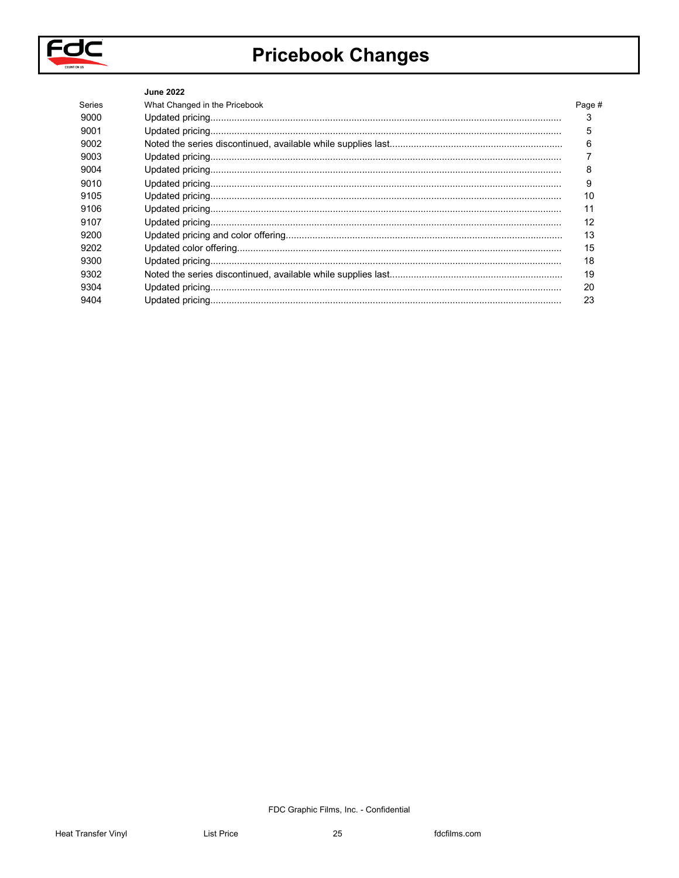# Pricebook Changes

**June 2022**

| Series | What Changed in the Pricebook | Page # |
|---|---|---|
| 9000 | Updated pricing | 3 |
| 9001 | Updated pricing | 5 |
| 9002 | Noted the series discontinued, available while supplies last | 6 |
| 9003 | Updated pricing | 7 |
| 9004 | Updated pricing | 8 |
| 9010 | Updated pricing | 9 |
| 9105 | Updated pricing | 10 |
| 9106 | Updated pricing | 11 |
| 9107 | Updated pricing | 12 |
| 9200 | Updated pricing and color offering | 13 |
| 9202 | Updated color offering | 15 |
| 9300 | Updated pricing | 18 |
| 9302 | Noted the series discontinued, available while supplies last | 19 |
| 9304 | Updated pricing | 20 |
| 9404 | Updated pricing | 23 |

FDC Graphic Films, Inc. - Confidential